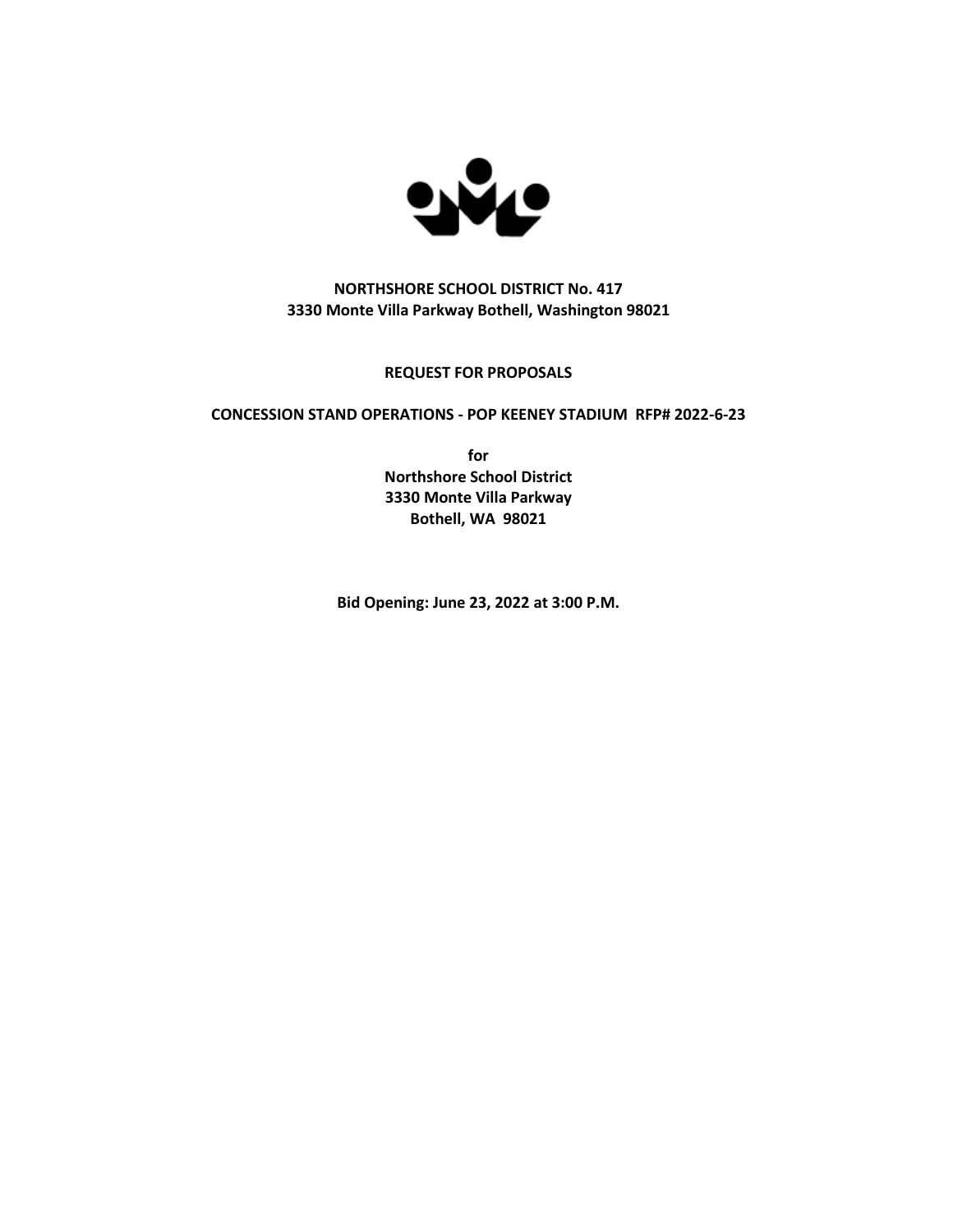**NORTHSHORE SCHOOL DISTRICT No. 417**
**3330 Monte Villa Parkway Bothell, Washington 98021**

# REQUEST FOR PROPOSALS

## CONCESSION STAND OPERATIONS - POP KEENEY STADIUM RFP# 2022-6-23

**for**
**Northshore School District**
**3330 Monte Villa Parkway**
**Bothell, WA 98021**

**Bid Opening: June 23, 2022 at 3:00 P.M.**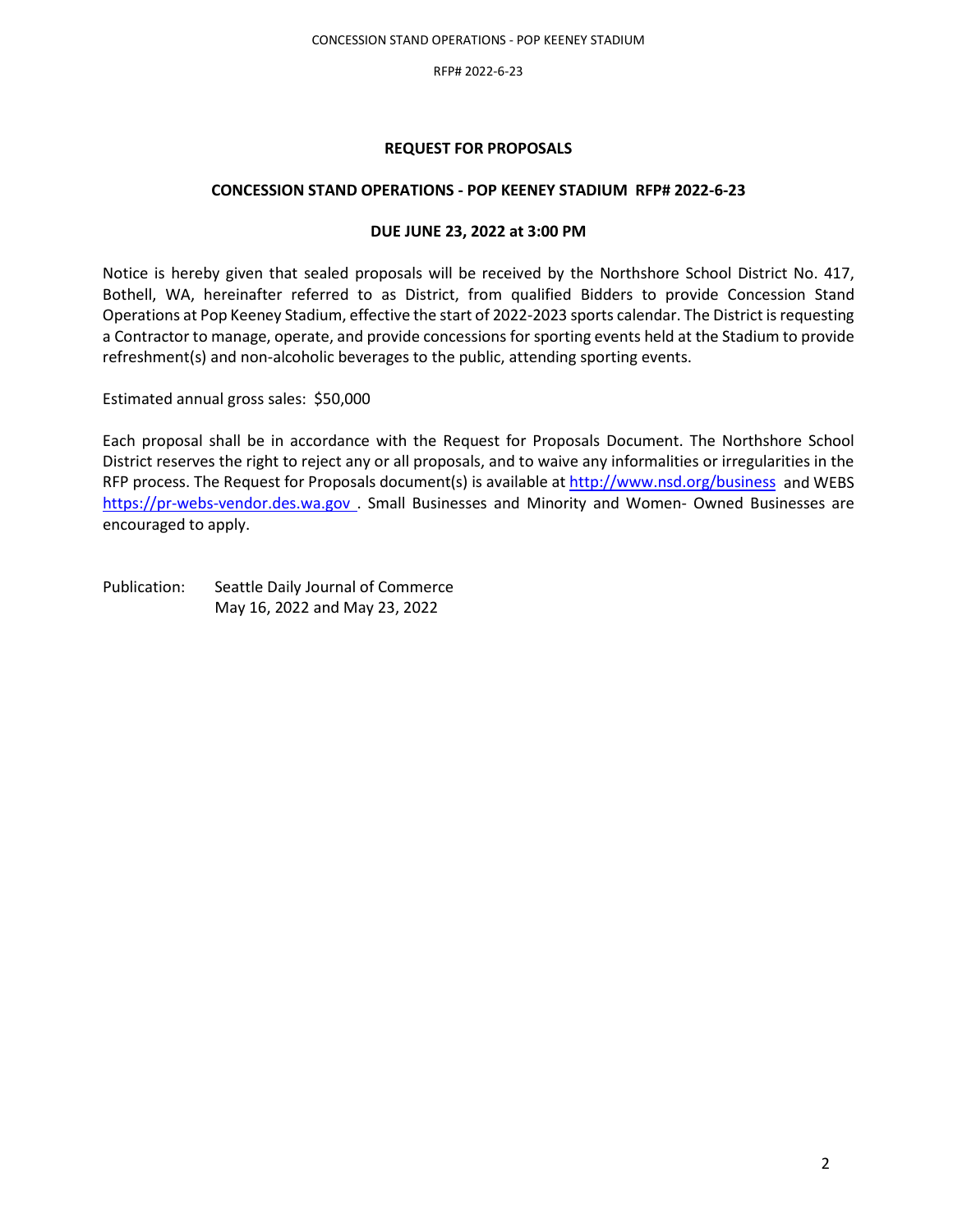## REQUEST FOR PROPOSALS

### CONCESSION STAND OPERATIONS - POP KEENEY STADIUM RFP# 2022-6-23

### DUE JUNE 23, 2022 at 3:00 PM

Notice is hereby given that sealed proposals will be received by the Northshore School District No. 417, Bothell, WA, hereinafter referred to as District, from qualified Bidders to provide Concession Stand Operations at Pop Keeney Stadium, effective the start of 2022-2023 sports calendar. The District is requesting a Contractor to manage, operate, and provide concessions for sporting events held at the Stadium to provide refreshment(s) and non-alcoholic beverages to the public, attending sporting events.

Estimated annual gross sales: $50,000

Each proposal shall be in accordance with the Request for Proposals Document. The Northshore School District reserves the right to reject any or all proposals, and to waive any informalities or irregularities in the RFP process. The Request for Proposals document(s) is available at http://www.nsd.org/business and WEBS https://pr-webs-vendor.des.wa.gov . Small Businesses and Minority and Women- Owned Businesses are encouraged to apply.

Publication: Seattle Daily Journal of Commerce
May 16, 2022 and May 23, 2022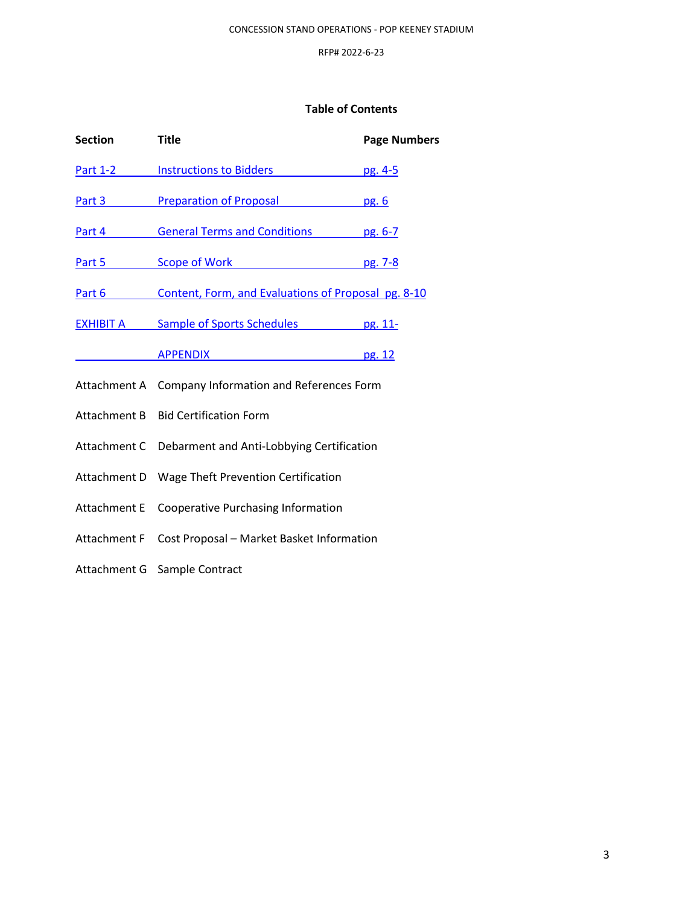## Table of Contents

| Section | Title | Page Numbers |
|---|---|---|
| Part 1-2 | Instructions to Bidders | pg. 4-5 |
| Part 3 | Preparation of Proposal | pg. 6 |
| Part 4 | General Terms and Conditions | pg. 6-7 |
| Part 5 | Scope of Work | pg. 7-8 |
| Part 6 | Content, Form, and Evaluations of Proposal | pg. 8-10 |
| EXHIBIT A | Sample of Sports Schedules | pg. 11- |
| | APPENDIX | pg. 12 |
| Attachment A | Company Information and References Form | |
| Attachment B | Bid Certification Form | |
| Attachment C | Debarment and Anti-Lobbying Certification | |
| Attachment D | Wage Theft Prevention Certification | |
| Attachment E | Cooperative Purchasing Information | |
| Attachment F | Cost Proposal – Market Basket Information | |
| Attachment G | Sample Contract | |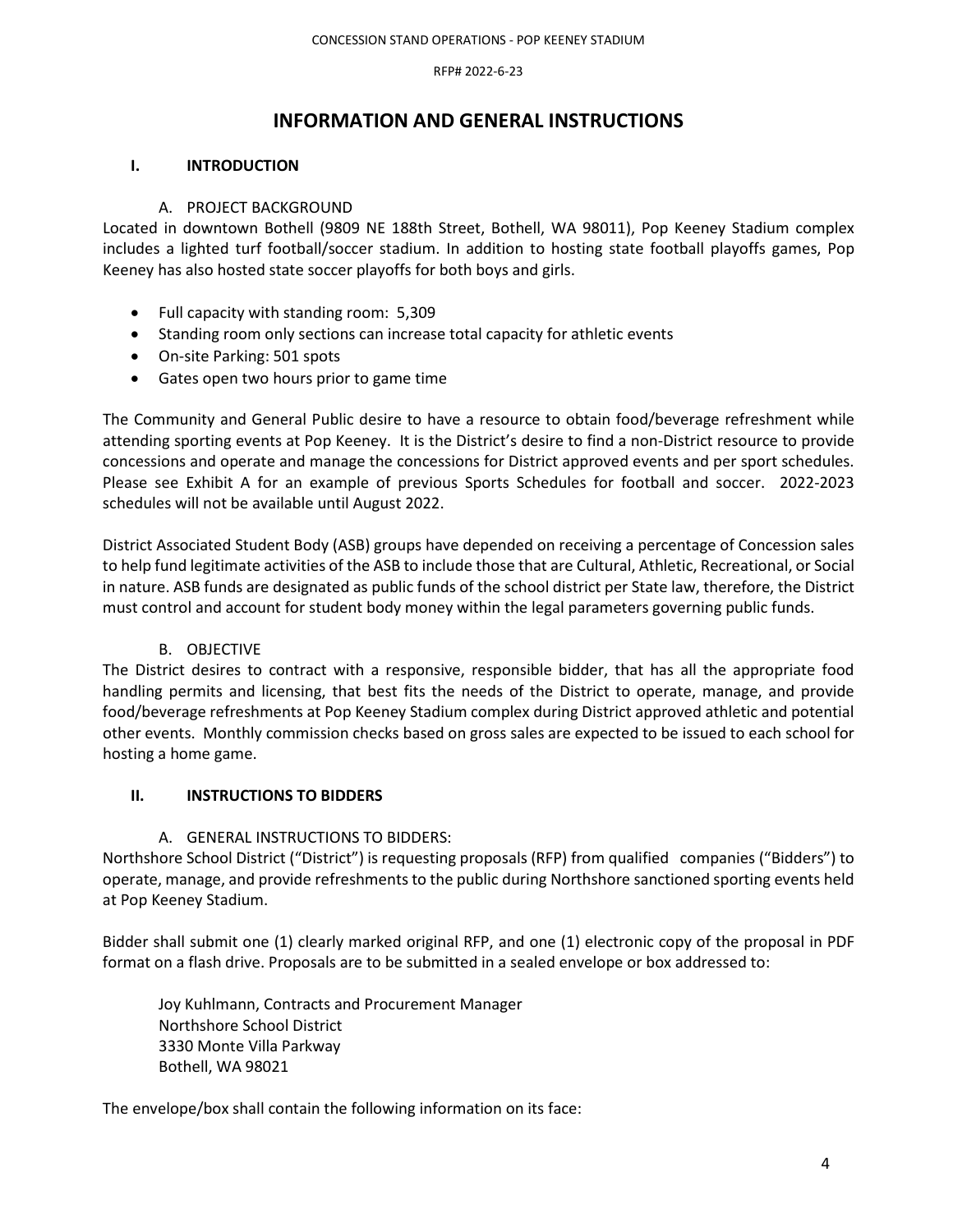# INFORMATION AND GENERAL INSTRUCTIONS

## I. INTRODUCTION

### A. PROJECT BACKGROUND

Located in downtown Bothell (9809 NE 188th Street, Bothell, WA 98011), Pop Keeney Stadium complex includes a lighted turf football/soccer stadium. In addition to hosting state football playoffs games, Pop Keeney has also hosted state soccer playoffs for both boys and girls.

- Full capacity with standing room: 5,309
- Standing room only sections can increase total capacity for athletic events
- On-site Parking: 501 spots
- Gates open two hours prior to game time

The Community and General Public desire to have a resource to obtain food/beverage refreshment while attending sporting events at Pop Keeney. It is the District's desire to find a non-District resource to provide concessions and operate and manage the concessions for District approved events and per sport schedules. Please see Exhibit A for an example of previous Sports Schedules for football and soccer. 2022-2023 schedules will not be available until August 2022.

District Associated Student Body (ASB) groups have depended on receiving a percentage of Concession sales to help fund legitimate activities of the ASB to include those that are Cultural, Athletic, Recreational, or Social in nature. ASB funds are designated as public funds of the school district per State law, therefore, the District must control and account for student body money within the legal parameters governing public funds.

### B. OBJECTIVE

The District desires to contract with a responsive, responsible bidder, that has all the appropriate food handling permits and licensing, that best fits the needs of the District to operate, manage, and provide food/beverage refreshments at Pop Keeney Stadium complex during District approved athletic and potential other events. Monthly commission checks based on gross sales are expected to be issued to each school for hosting a home game.

## II. INSTRUCTIONS TO BIDDERS

### A. GENERAL INSTRUCTIONS TO BIDDERS:

Northshore School District ("District") is requesting proposals (RFP) from qualified companies ("Bidders") to operate, manage, and provide refreshments to the public during Northshore sanctioned sporting events held at Pop Keeney Stadium.

Bidder shall submit one (1) clearly marked original RFP, and one (1) electronic copy of the proposal in PDF format on a flash drive. Proposals are to be submitted in a sealed envelope or box addressed to:

Joy Kuhlmann, Contracts and Procurement Manager
Northshore School District
3330 Monte Villa Parkway
Bothell, WA 98021

The envelope/box shall contain the following information on its face: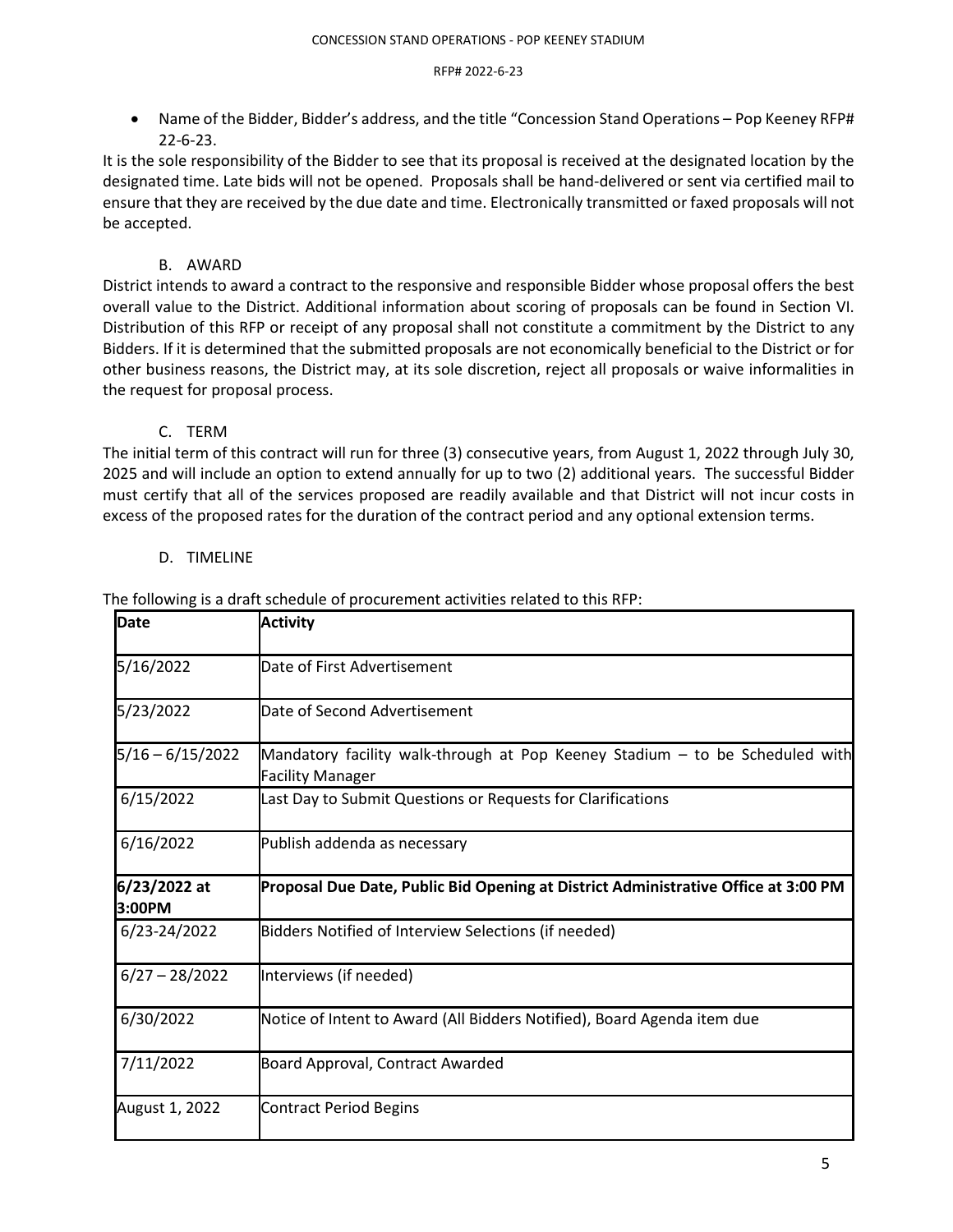- Name of the Bidder, Bidder's address, and the title "Concession Stand Operations – Pop Keeney RFP# 22-6-23.

It is the sole responsibility of the Bidder to see that its proposal is received at the designated location by the designated time. Late bids will not be opened. Proposals shall be hand-delivered or sent via certified mail to ensure that they are received by the due date and time. Electronically transmitted or faxed proposals will not be accepted.

### B. AWARD

District intends to award a contract to the responsive and responsible Bidder whose proposal offers the best overall value to the District. Additional information about scoring of proposals can be found in Section VI. Distribution of this RFP or receipt of any proposal shall not constitute a commitment by the District to any Bidders. If it is determined that the submitted proposals are not economically beneficial to the District or for other business reasons, the District may, at its sole discretion, reject all proposals or waive informalities in the request for proposal process.

### C. TERM

The initial term of this contract will run for three (3) consecutive years, from August 1, 2022 through July 30, 2025 and will include an option to extend annually for up to two (2) additional years. The successful Bidder must certify that all of the services proposed are readily available and that District will not incur costs in excess of the proposed rates for the duration of the contract period and any optional extension terms.

### D. TIMELINE

The following is a draft schedule of procurement activities related to this RFP:

| **Date** | **Activity** |
|---|---|
| 5/16/2022 | Date of First Advertisement |
| 5/23/2022 | Date of Second Advertisement |
| 5/16 – 6/15/2022 | Mandatory facility walk-through at Pop Keeney Stadium – to be Scheduled with Facility Manager |
| 6/15/2022 | Last Day to Submit Questions or Requests for Clarifications |
| 6/16/2022 | Publish addenda as necessary |
| **6/23/2022 at 3:00PM** | **Proposal Due Date, Public Bid Opening at District Administrative Office at 3:00 PM** |
| 6/23-24/2022 | Bidders Notified of Interview Selections (if needed) |
| 6/27 – 28/2022 | Interviews (if needed) |
| 6/30/2022 | Notice of Intent to Award (All Bidders Notified), Board Agenda item due |
| 7/11/2022 | Board Approval, Contract Awarded |
| August 1, 2022 | Contract Period Begins |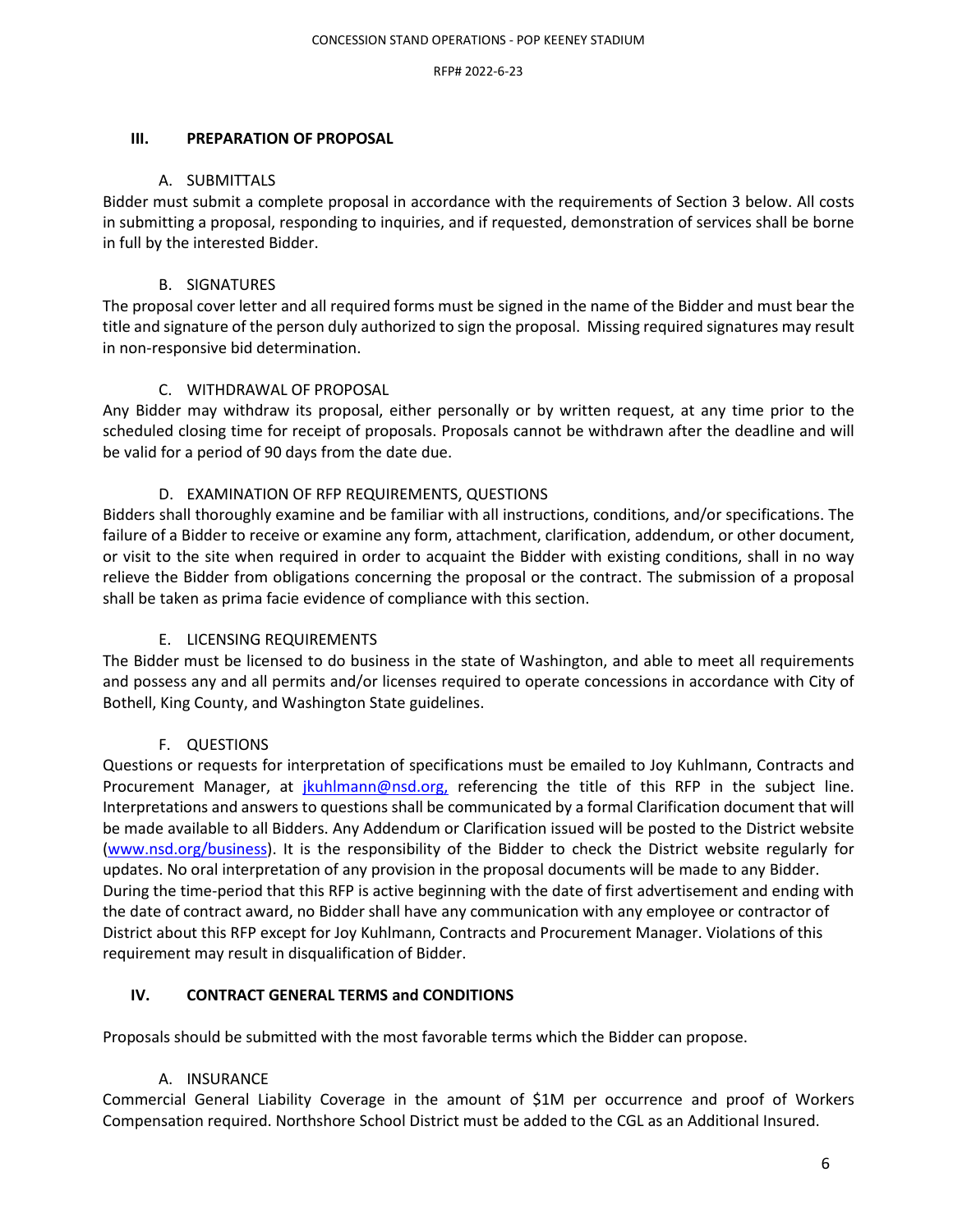## III. PREPARATION OF PROPOSAL

### A. SUBMITTALS

Bidder must submit a complete proposal in accordance with the requirements of Section 3 below. All costs in submitting a proposal, responding to inquiries, and if requested, demonstration of services shall be borne in full by the interested Bidder.

### B. SIGNATURES

The proposal cover letter and all required forms must be signed in the name of the Bidder and must bear the title and signature of the person duly authorized to sign the proposal. Missing required signatures may result in non-responsive bid determination.

### C. WITHDRAWAL OF PROPOSAL

Any Bidder may withdraw its proposal, either personally or by written request, at any time prior to the scheduled closing time for receipt of proposals. Proposals cannot be withdrawn after the deadline and will be valid for a period of 90 days from the date due.

### D. EXAMINATION OF RFP REQUIREMENTS, QUESTIONS

Bidders shall thoroughly examine and be familiar with all instructions, conditions, and/or specifications. The failure of a Bidder to receive or examine any form, attachment, clarification, addendum, or other document, or visit to the site when required in order to acquaint the Bidder with existing conditions, shall in no way relieve the Bidder from obligations concerning the proposal or the contract. The submission of a proposal shall be taken as prima facie evidence of compliance with this section.

### E. LICENSING REQUIREMENTS

The Bidder must be licensed to do business in the state of Washington, and able to meet all requirements and possess any and all permits and/or licenses required to operate concessions in accordance with City of Bothell, King County, and Washington State guidelines.

### F. QUESTIONS

Questions or requests for interpretation of specifications must be emailed to Joy Kuhlmann, Contracts and Procurement Manager, at jkuhlmann@nsd.org, referencing the title of this RFP in the subject line. Interpretations and answers to questions shall be communicated by a formal Clarification document that will be made available to all Bidders. Any Addendum or Clarification issued will be posted to the District website (www.nsd.org/business). It is the responsibility of the Bidder to check the District website regularly for updates. No oral interpretation of any provision in the proposal documents will be made to any Bidder. During the time-period that this RFP is active beginning with the date of first advertisement and ending with the date of contract award, no Bidder shall have any communication with any employee or contractor of District about this RFP except for Joy Kuhlmann, Contracts and Procurement Manager. Violations of this requirement may result in disqualification of Bidder.

## IV. CONTRACT GENERAL TERMS and CONDITIONS

Proposals should be submitted with the most favorable terms which the Bidder can propose.

### A. INSURANCE

Commercial General Liability Coverage in the amount of $1M per occurrence and proof of Workers Compensation required. Northshore School District must be added to the CGL as an Additional Insured.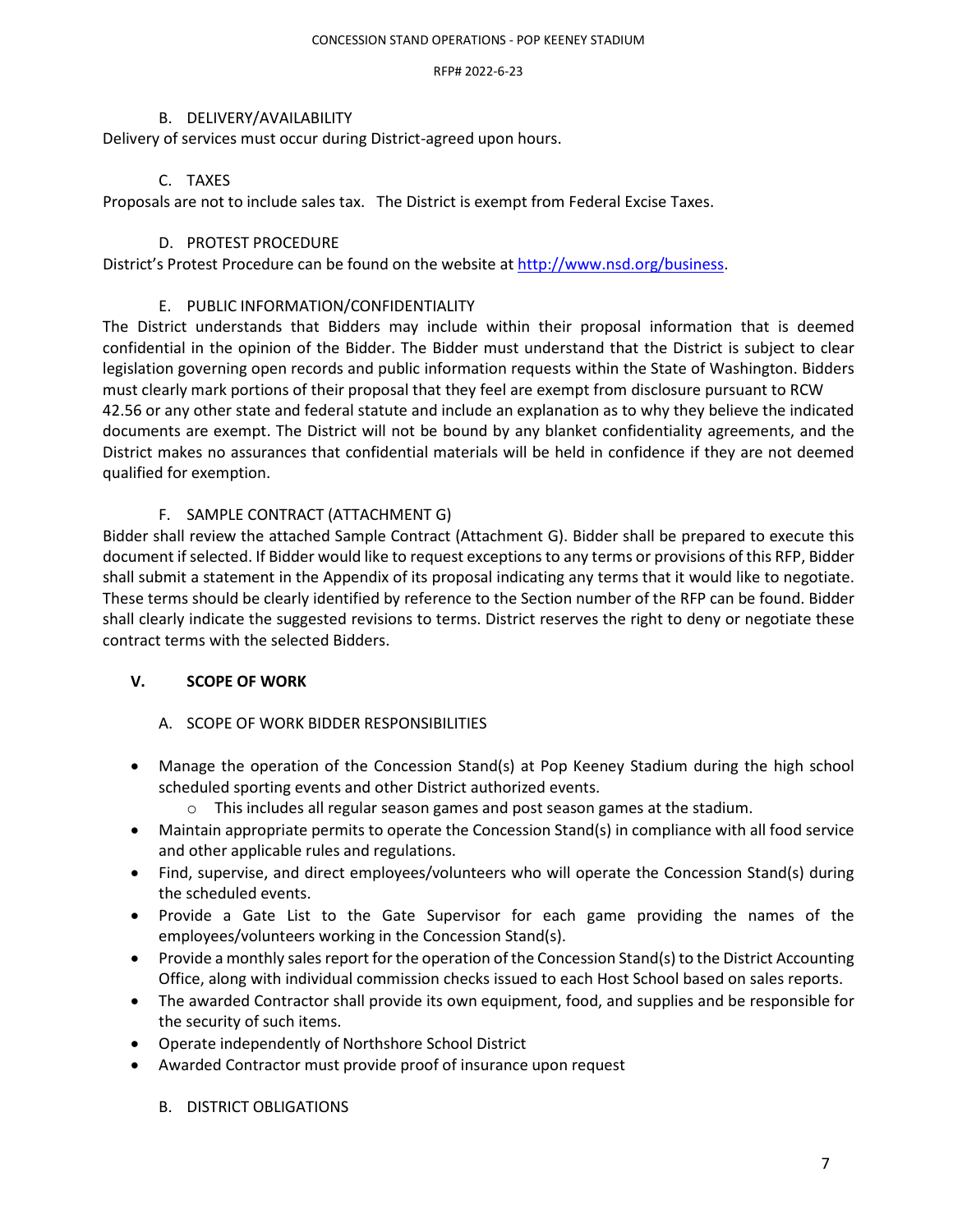### B. DELIVERY/AVAILABILITY

Delivery of services must occur during District-agreed upon hours.

### C. TAXES

Proposals are not to include sales tax. The District is exempt from Federal Excise Taxes.

### D. PROTEST PROCEDURE

District's Protest Procedure can be found on the website at http://www.nsd.org/business.

### E. PUBLIC INFORMATION/CONFIDENTIALITY

The District understands that Bidders may include within their proposal information that is deemed confidential in the opinion of the Bidder. The Bidder must understand that the District is subject to clear legislation governing open records and public information requests within the State of Washington. Bidders must clearly mark portions of their proposal that they feel are exempt from disclosure pursuant to RCW 42.56 or any other state and federal statute and include an explanation as to why they believe the indicated documents are exempt. The District will not be bound by any blanket confidentiality agreements, and the District makes no assurances that confidential materials will be held in confidence if they are not deemed qualified for exemption.

### F. SAMPLE CONTRACT (ATTACHMENT G)

Bidder shall review the attached Sample Contract (Attachment G). Bidder shall be prepared to execute this document if selected. If Bidder would like to request exceptions to any terms or provisions of this RFP, Bidder shall submit a statement in the Appendix of its proposal indicating any terms that it would like to negotiate. These terms should be clearly identified by reference to the Section number of the RFP can be found. Bidder shall clearly indicate the suggested revisions to terms. District reserves the right to deny or negotiate these contract terms with the selected Bidders.

## V. SCOPE OF WORK

### A. SCOPE OF WORK BIDDER RESPONSIBILITIES

- Manage the operation of the Concession Stand(s) at Pop Keeney Stadium during the high school scheduled sporting events and other District authorized events.
  - This includes all regular season games and post season games at the stadium.
- Maintain appropriate permits to operate the Concession Stand(s) in compliance with all food service and other applicable rules and regulations.
- Find, supervise, and direct employees/volunteers who will operate the Concession Stand(s) during the scheduled events.
- Provide a Gate List to the Gate Supervisor for each game providing the names of the employees/volunteers working in the Concession Stand(s).
- Provide a monthly sales report for the operation of the Concession Stand(s) to the District Accounting Office, along with individual commission checks issued to each Host School based on sales reports.
- The awarded Contractor shall provide its own equipment, food, and supplies and be responsible for the security of such items.
- Operate independently of Northshore School District
- Awarded Contractor must provide proof of insurance upon request

### B. DISTRICT OBLIGATIONS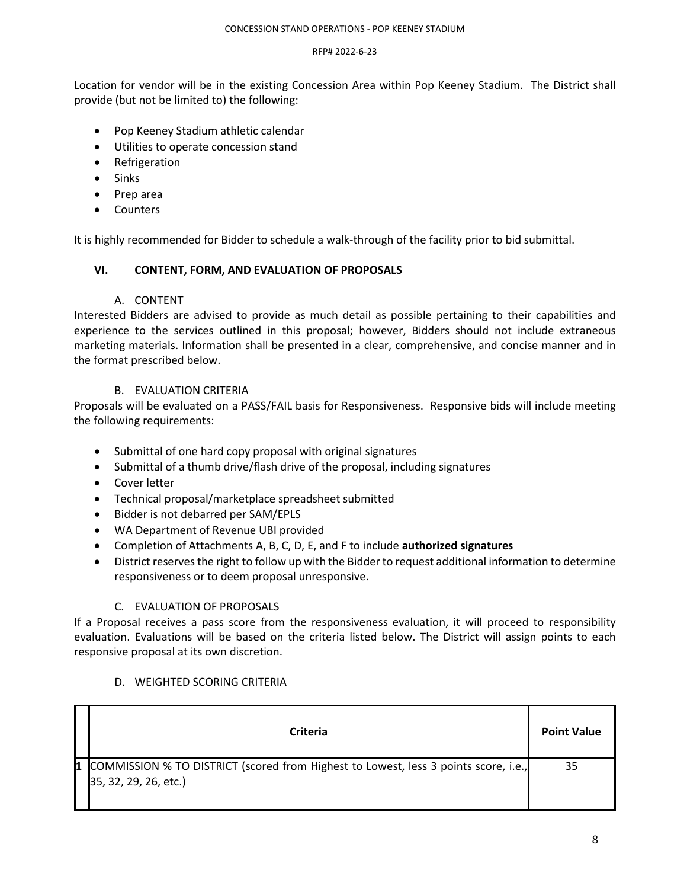Location for vendor will be in the existing Concession Area within Pop Keeney Stadium. The District shall provide (but not be limited to) the following:

- Pop Keeney Stadium athletic calendar
- Utilities to operate concession stand
- Refrigeration
- Sinks
- Prep area
- Counters

It is highly recommended for Bidder to schedule a walk-through of the facility prior to bid submittal.

## VI. CONTENT, FORM, AND EVALUATION OF PROPOSALS

### A. CONTENT

Interested Bidders are advised to provide as much detail as possible pertaining to their capabilities and experience to the services outlined in this proposal; however, Bidders should not include extraneous marketing materials. Information shall be presented in a clear, comprehensive, and concise manner and in the format prescribed below.

### B. EVALUATION CRITERIA

Proposals will be evaluated on a PASS/FAIL basis for Responsiveness. Responsive bids will include meeting the following requirements:

- Submittal of one hard copy proposal with original signatures
- Submittal of a thumb drive/flash drive of the proposal, including signatures
- Cover letter
- Technical proposal/marketplace spreadsheet submitted
- Bidder is not debarred per SAM/EPLS
- WA Department of Revenue UBI provided
- Completion of Attachments A, B, C, D, E, and F to include **authorized signatures**
- District reserves the right to follow up with the Bidder to request additional information to determine responsiveness or to deem proposal unresponsive.

### C. EVALUATION OF PROPOSALS

If a Proposal receives a pass score from the responsiveness evaluation, it will proceed to responsibility evaluation. Evaluations will be based on the criteria listed below. The District will assign points to each responsive proposal at its own discretion.

### D. WEIGHTED SCORING CRITERIA

| | Criteria | Point Value |
|---|---|---|
| 1 | COMMISSION % TO DISTRICT (scored from Highest to Lowest, less 3 points score, i.e., 35, 32, 29, 26, etc.) | 35 |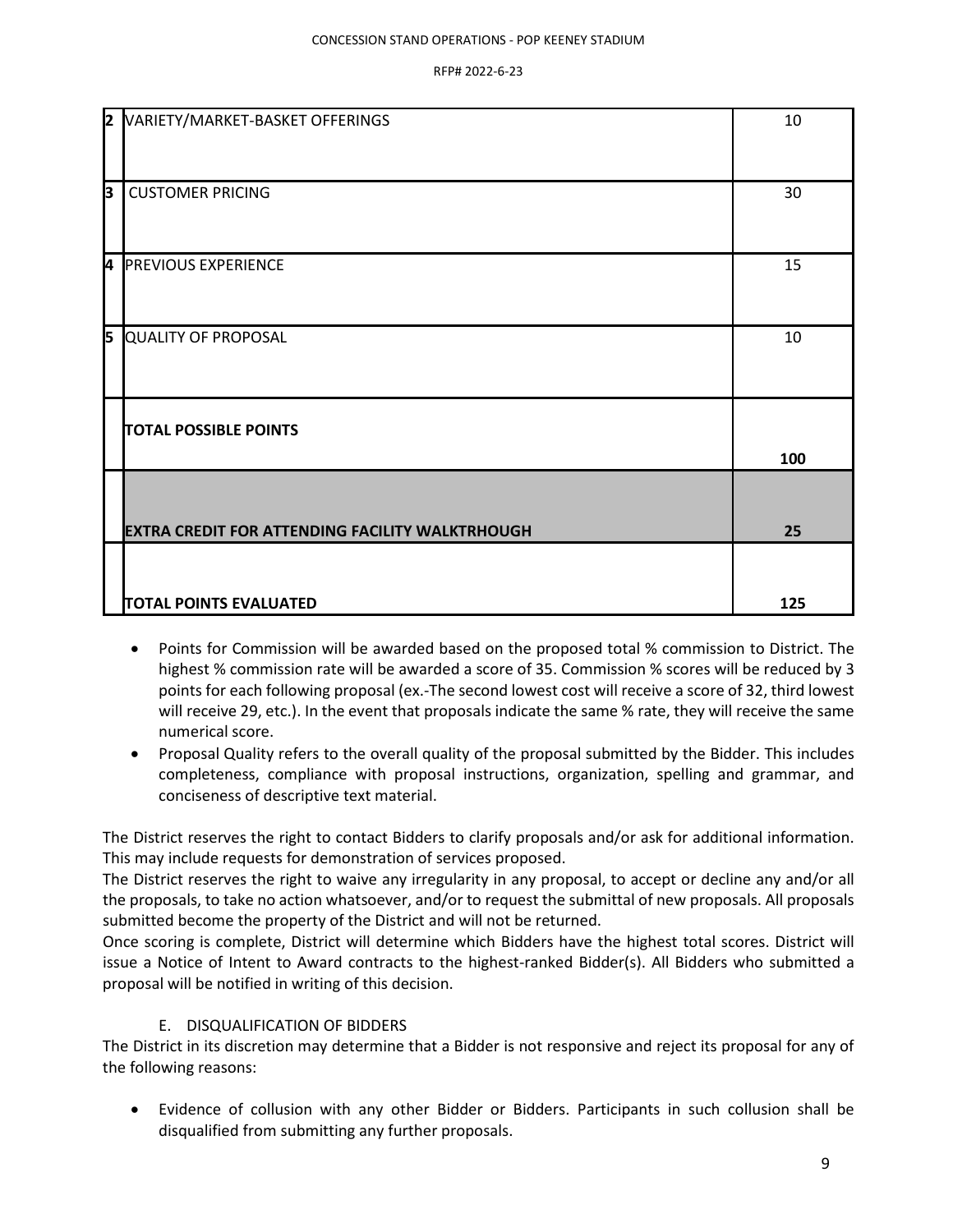| | | |
|---|---|---|
| 2 | VARIETY/MARKET-BASKET OFFERINGS | 10 |
| 3 | CUSTOMER PRICING | 30 |
| 4 | PREVIOUS EXPERIENCE | 15 |
| 5 | QUALITY OF PROPOSAL | 10 |
| | **TOTAL POSSIBLE POINTS** | **100** |
| | **EXTRA CREDIT FOR ATTENDING FACILITY WALKTRHOUGH** | **25** |
| | **TOTAL POINTS EVALUATED** | **125** |

- Points for Commission will be awarded based on the proposed total % commission to District. The highest % commission rate will be awarded a score of 35. Commission % scores will be reduced by 3 points for each following proposal (ex.-The second lowest cost will receive a score of 32, third lowest will receive 29, etc.). In the event that proposals indicate the same % rate, they will receive the same numerical score.
- Proposal Quality refers to the overall quality of the proposal submitted by the Bidder. This includes completeness, compliance with proposal instructions, organization, spelling and grammar, and conciseness of descriptive text material.

The District reserves the right to contact Bidders to clarify proposals and/or ask for additional information. This may include requests for demonstration of services proposed.

The District reserves the right to waive any irregularity in any proposal, to accept or decline any and/or all the proposals, to take no action whatsoever, and/or to request the submittal of new proposals. All proposals submitted become the property of the District and will not be returned.

Once scoring is complete, District will determine which Bidders have the highest total scores. District will issue a Notice of Intent to Award contracts to the highest-ranked Bidder(s). All Bidders who submitted a proposal will be notified in writing of this decision.

### E. DISQUALIFICATION OF BIDDERS

The District in its discretion may determine that a Bidder is not responsive and reject its proposal for any of the following reasons:

- Evidence of collusion with any other Bidder or Bidders. Participants in such collusion shall be disqualified from submitting any further proposals.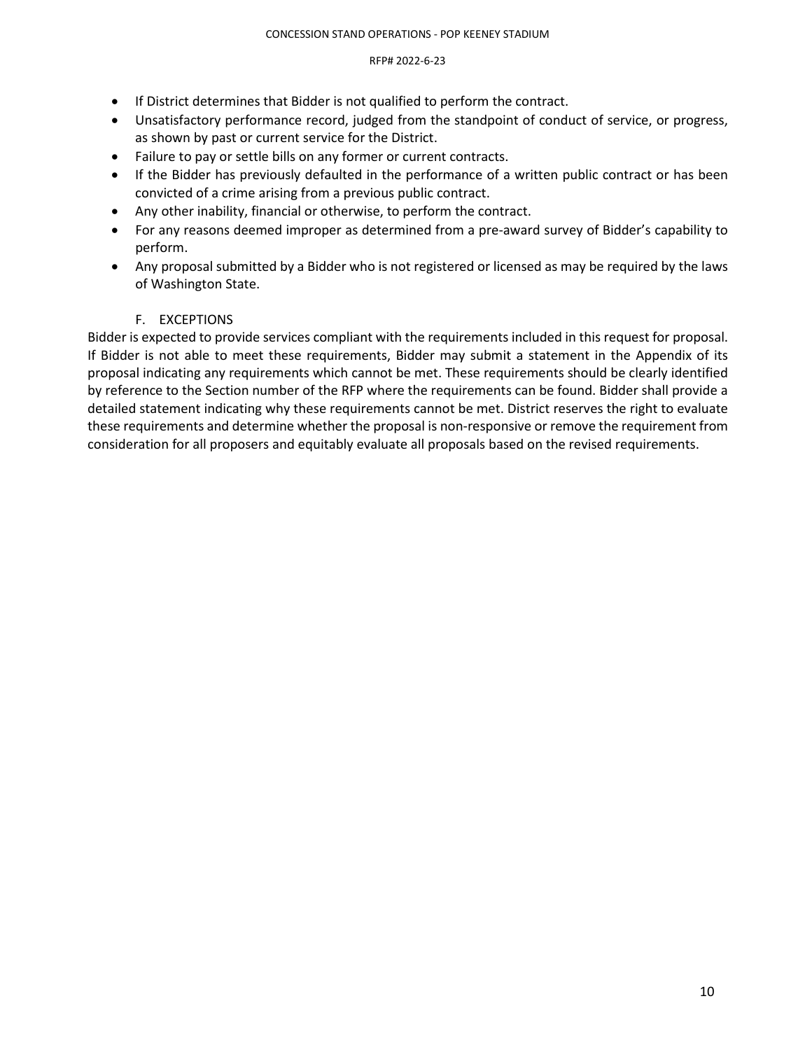- If District determines that Bidder is not qualified to perform the contract.
- Unsatisfactory performance record, judged from the standpoint of conduct of service, or progress, as shown by past or current service for the District.
- Failure to pay or settle bills on any former or current contracts.
- If the Bidder has previously defaulted in the performance of a written public contract or has been convicted of a crime arising from a previous public contract.
- Any other inability, financial or otherwise, to perform the contract.
- For any reasons deemed improper as determined from a pre-award survey of Bidder's capability to perform.
- Any proposal submitted by a Bidder who is not registered or licensed as may be required by the laws of Washington State.

### F. EXCEPTIONS

Bidder is expected to provide services compliant with the requirements included in this request for proposal. If Bidder is not able to meet these requirements, Bidder may submit a statement in the Appendix of its proposal indicating any requirements which cannot be met. These requirements should be clearly identified by reference to the Section number of the RFP where the requirements can be found. Bidder shall provide a detailed statement indicating why these requirements cannot be met. District reserves the right to evaluate these requirements and determine whether the proposal is non-responsive or remove the requirement from consideration for all proposers and equitably evaluate all proposals based on the revised requirements.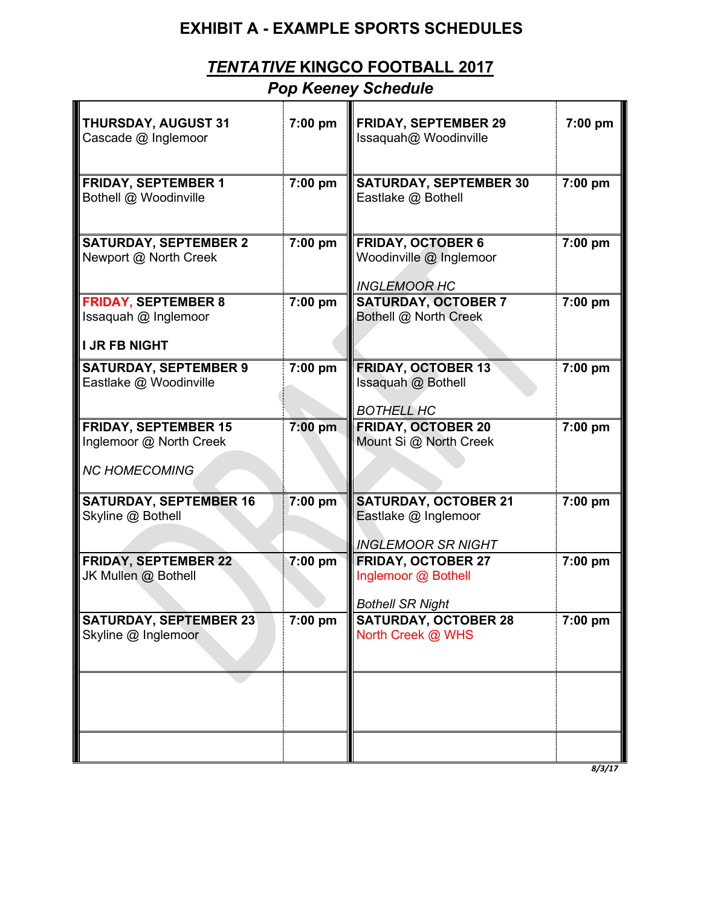# EXHIBIT A - EXAMPLE SPORTS SCHEDULES

## *TENTATIVE* KINGCO FOOTBALL 2017

### *Pop Keeney Schedule*

| | | | |
|---|---|---|---|
| **THURSDAY, AUGUST 31**<br>Cascade @ Inglemoor | **7:00 pm** | **FRIDAY, SEPTEMBER 29**<br>Issaquah@ Woodinville | **7:00 pm** |
| **FRIDAY, SEPTEMBER 1**<br>Bothell @ Woodinville | **7:00 pm** | **SATURDAY, SEPTEMBER 30**<br>Eastlake @ Bothell | **7:00 pm** |
| **SATURDAY, SEPTEMBER 2**<br>Newport @ North Creek | **7:00 pm** | **FRIDAY, OCTOBER 6**<br>Woodinville @ Inglemoor<br><br>*INGLEMOOR HC* | **7:00 pm** |
| **FRIDAY, SEPTEMBER 8**<br>Issaquah @ Inglemoor<br><br>**I JR FB NIGHT** | **7:00 pm** | **SATURDAY, OCTOBER 7**<br>Bothell @ North Creek | **7:00 pm** |
| **SATURDAY, SEPTEMBER 9**<br>Eastlake @ Woodinville | **7:00 pm** | **FRIDAY, OCTOBER 13**<br>Issaquah @ Bothell<br><br>*BOTHELL HC* | **7:00 pm** |
| **FRIDAY, SEPTEMBER 15**<br>Inglemoor @ North Creek<br><br>*NC HOMECOMING* | **7:00 pm** | **FRIDAY, OCTOBER 20**<br>Mount Si @ North Creek | **7:00 pm** |
| **SATURDAY, SEPTEMBER 16**<br>Skyline @ Bothell | **7:00 pm** | **SATURDAY, OCTOBER 21**<br>Eastlake @ Inglemoor<br><br>*INGLEMOOR SR NIGHT* | **7:00 pm** |
| **FRIDAY, SEPTEMBER 22**<br>JK Mullen @ Bothell | **7:00 pm** | **FRIDAY, OCTOBER 27**<br>Inglemoor @ Bothell<br><br>*Bothell SR Night* | **7:00 pm** |
| **SATURDAY, SEPTEMBER 23**<br>Skyline @ Inglemoor | **7:00 pm** | **SATURDAY, OCTOBER 28**<br>North Creek @ WHS | **7:00 pm** |
| | | | |
| | | | |

*8/3/17*

DRAFT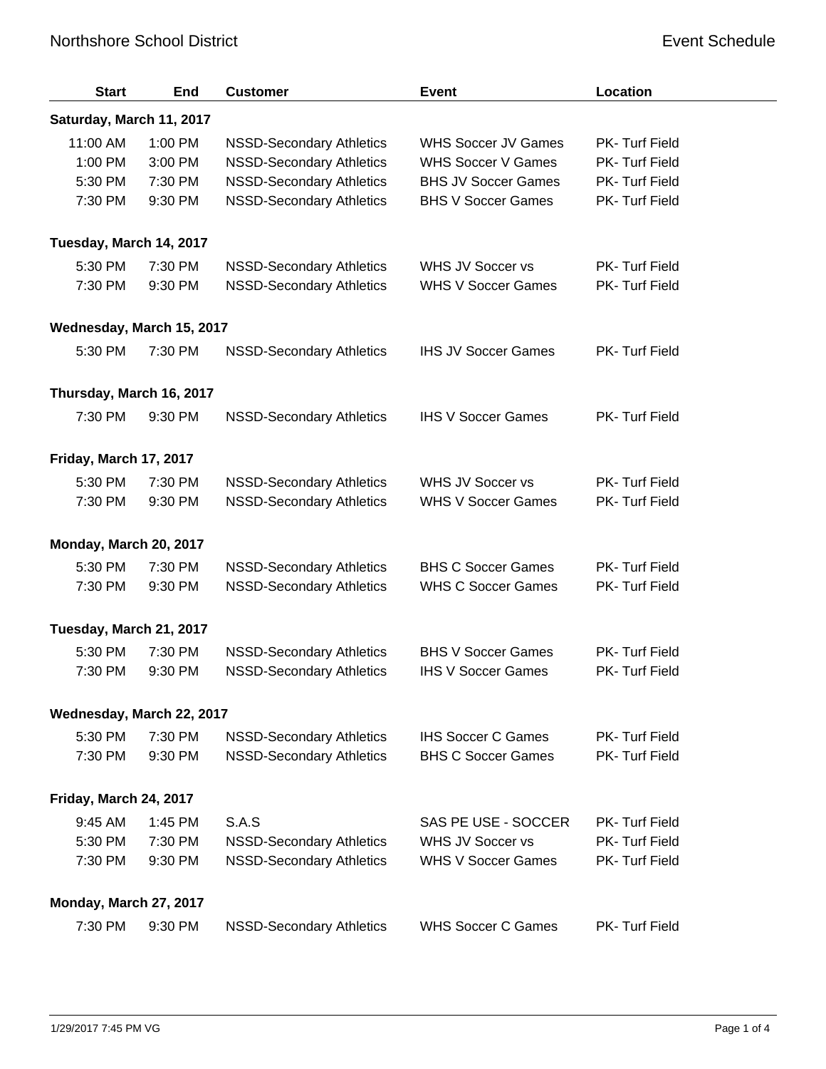# Northshore School District

## Event Schedule

| Start | End | Customer | Event | Location |
|---|---|---|---|---|
| **Saturday, March 11, 2017** | | | | |
| 11:00 AM | 1:00 PM | NSSD-Secondary Athletics | WHS Soccer JV Games | PK- Turf Field |
| 1:00 PM | 3:00 PM | NSSD-Secondary Athletics | WHS Soccer V Games | PK- Turf Field |
| 5:30 PM | 7:30 PM | NSSD-Secondary Athletics | BHS JV Soccer Games | PK- Turf Field |
| 7:30 PM | 9:30 PM | NSSD-Secondary Athletics | BHS V Soccer Games | PK- Turf Field |
| **Tuesday, March 14, 2017** | | | | |
| 5:30 PM | 7:30 PM | NSSD-Secondary Athletics | WHS JV Soccer vs | PK- Turf Field |
| 7:30 PM | 9:30 PM | NSSD-Secondary Athletics | WHS V Soccer Games | PK- Turf Field |
| **Wednesday, March 15, 2017** | | | | |
| 5:30 PM | 7:30 PM | NSSD-Secondary Athletics | IHS JV Soccer Games | PK- Turf Field |
| **Thursday, March 16, 2017** | | | | |
| 7:30 PM | 9:30 PM | NSSD-Secondary Athletics | IHS V Soccer Games | PK- Turf Field |
| **Friday, March 17, 2017** | | | | |
| 5:30 PM | 7:30 PM | NSSD-Secondary Athletics | WHS JV Soccer vs | PK- Turf Field |
| 7:30 PM | 9:30 PM | NSSD-Secondary Athletics | WHS V Soccer Games | PK- Turf Field |
| **Monday, March 20, 2017** | | | | |
| 5:30 PM | 7:30 PM | NSSD-Secondary Athletics | BHS C Soccer Games | PK- Turf Field |
| 7:30 PM | 9:30 PM | NSSD-Secondary Athletics | WHS C Soccer Games | PK- Turf Field |
| **Tuesday, March 21, 2017** | | | | |
| 5:30 PM | 7:30 PM | NSSD-Secondary Athletics | BHS V Soccer Games | PK- Turf Field |
| 7:30 PM | 9:30 PM | NSSD-Secondary Athletics | IHS V Soccer Games | PK- Turf Field |
| **Wednesday, March 22, 2017** | | | | |
| 5:30 PM | 7:30 PM | NSSD-Secondary Athletics | IHS Soccer C Games | PK- Turf Field |
| 7:30 PM | 9:30 PM | NSSD-Secondary Athletics | BHS C Soccer Games | PK- Turf Field |
| **Friday, March 24, 2017** | | | | |
| 9:45 AM | 1:45 PM | S.A.S | SAS PE USE - SOCCER | PK- Turf Field |
| 5:30 PM | 7:30 PM | NSSD-Secondary Athletics | WHS JV Soccer vs | PK- Turf Field |
| 7:30 PM | 9:30 PM | NSSD-Secondary Athletics | WHS V Soccer Games | PK- Turf Field |
| **Monday, March 27, 2017** | | | | |
| 7:30 PM | 9:30 PM | NSSD-Secondary Athletics | WHS Soccer C Games | PK- Turf Field |

1/29/2017 7:45 PM VG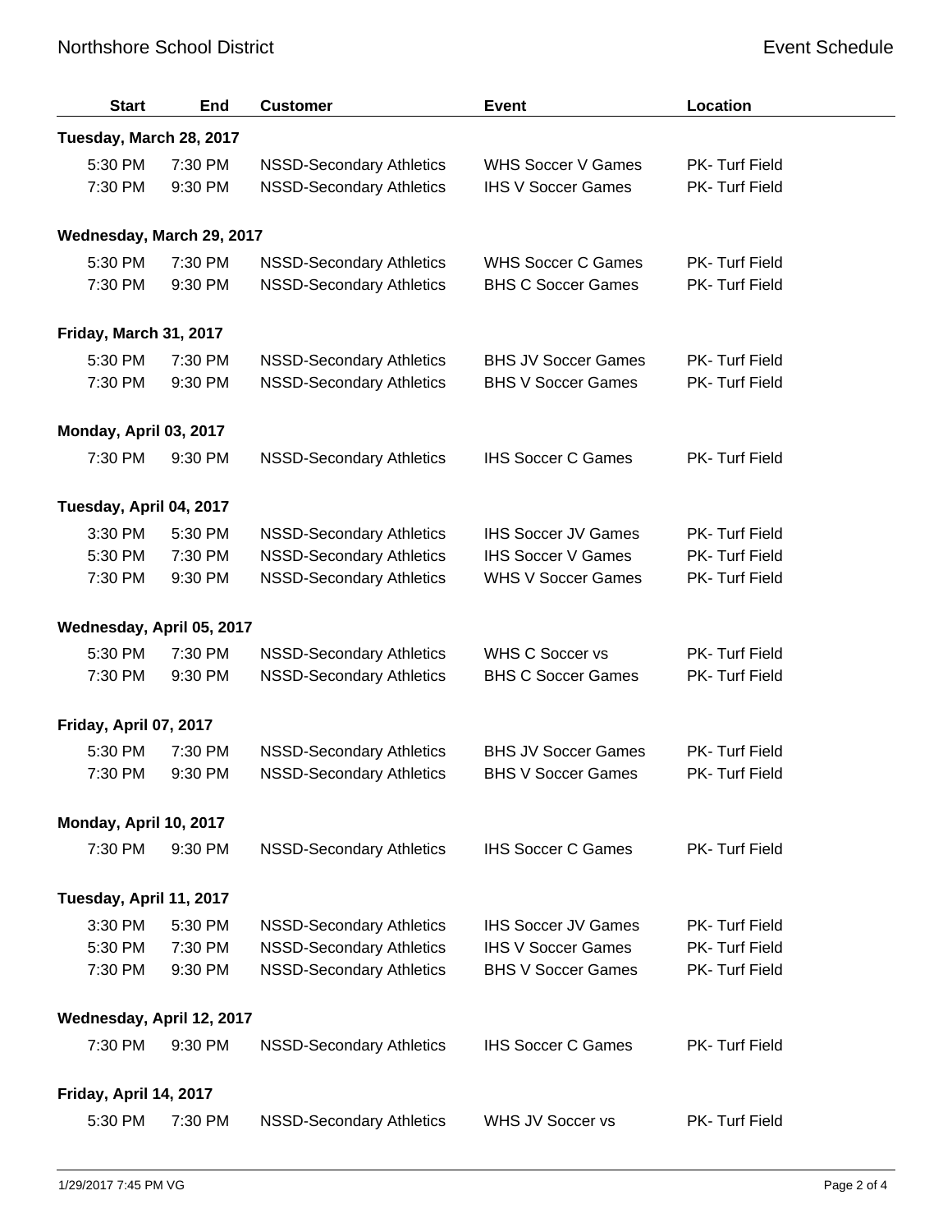| Start | End | Customer | Event | Location |
|---|---|---|---|---|
| **Tuesday, March 28, 2017** | | | | |
| 5:30 PM | 7:30 PM | NSSD-Secondary Athletics | WHS Soccer V Games | PK- Turf Field |
| 7:30 PM | 9:30 PM | NSSD-Secondary Athletics | IHS V Soccer Games | PK- Turf Field |
| **Wednesday, March 29, 2017** | | | | |
| 5:30 PM | 7:30 PM | NSSD-Secondary Athletics | WHS Soccer C Games | PK- Turf Field |
| 7:30 PM | 9:30 PM | NSSD-Secondary Athletics | BHS C Soccer Games | PK- Turf Field |
| **Friday, March 31, 2017** | | | | |
| 5:30 PM | 7:30 PM | NSSD-Secondary Athletics | BHS JV Soccer Games | PK- Turf Field |
| 7:30 PM | 9:30 PM | NSSD-Secondary Athletics | BHS V Soccer Games | PK- Turf Field |
| **Monday, April 03, 2017** | | | | |
| 7:30 PM | 9:30 PM | NSSD-Secondary Athletics | IHS Soccer C Games | PK- Turf Field |
| **Tuesday, April 04, 2017** | | | | |
| 3:30 PM | 5:30 PM | NSSD-Secondary Athletics | IHS Soccer JV Games | PK- Turf Field |
| 5:30 PM | 7:30 PM | NSSD-Secondary Athletics | IHS Soccer V Games | PK- Turf Field |
| 7:30 PM | 9:30 PM | NSSD-Secondary Athletics | WHS V Soccer Games | PK- Turf Field |
| **Wednesday, April 05, 2017** | | | | |
| 5:30 PM | 7:30 PM | NSSD-Secondary Athletics | WHS C Soccer vs | PK- Turf Field |
| 7:30 PM | 9:30 PM | NSSD-Secondary Athletics | BHS C Soccer Games | PK- Turf Field |
| **Friday, April 07, 2017** | | | | |
| 5:30 PM | 7:30 PM | NSSD-Secondary Athletics | BHS JV Soccer Games | PK- Turf Field |
| 7:30 PM | 9:30 PM | NSSD-Secondary Athletics | BHS V Soccer Games | PK- Turf Field |
| **Monday, April 10, 2017** | | | | |
| 7:30 PM | 9:30 PM | NSSD-Secondary Athletics | IHS Soccer C Games | PK- Turf Field |
| **Tuesday, April 11, 2017** | | | | |
| 3:30 PM | 5:30 PM | NSSD-Secondary Athletics | IHS Soccer JV Games | PK- Turf Field |
| 5:30 PM | 7:30 PM | NSSD-Secondary Athletics | IHS V Soccer Games | PK- Turf Field |
| 7:30 PM | 9:30 PM | NSSD-Secondary Athletics | BHS V Soccer Games | PK- Turf Field |
| **Wednesday, April 12, 2017** | | | | |
| 7:30 PM | 9:30 PM | NSSD-Secondary Athletics | IHS Soccer C Games | PK- Turf Field |
| **Friday, April 14, 2017** | | | | |
| 5:30 PM | 7:30 PM | NSSD-Secondary Athletics | WHS JV Soccer vs | PK- Turf Field |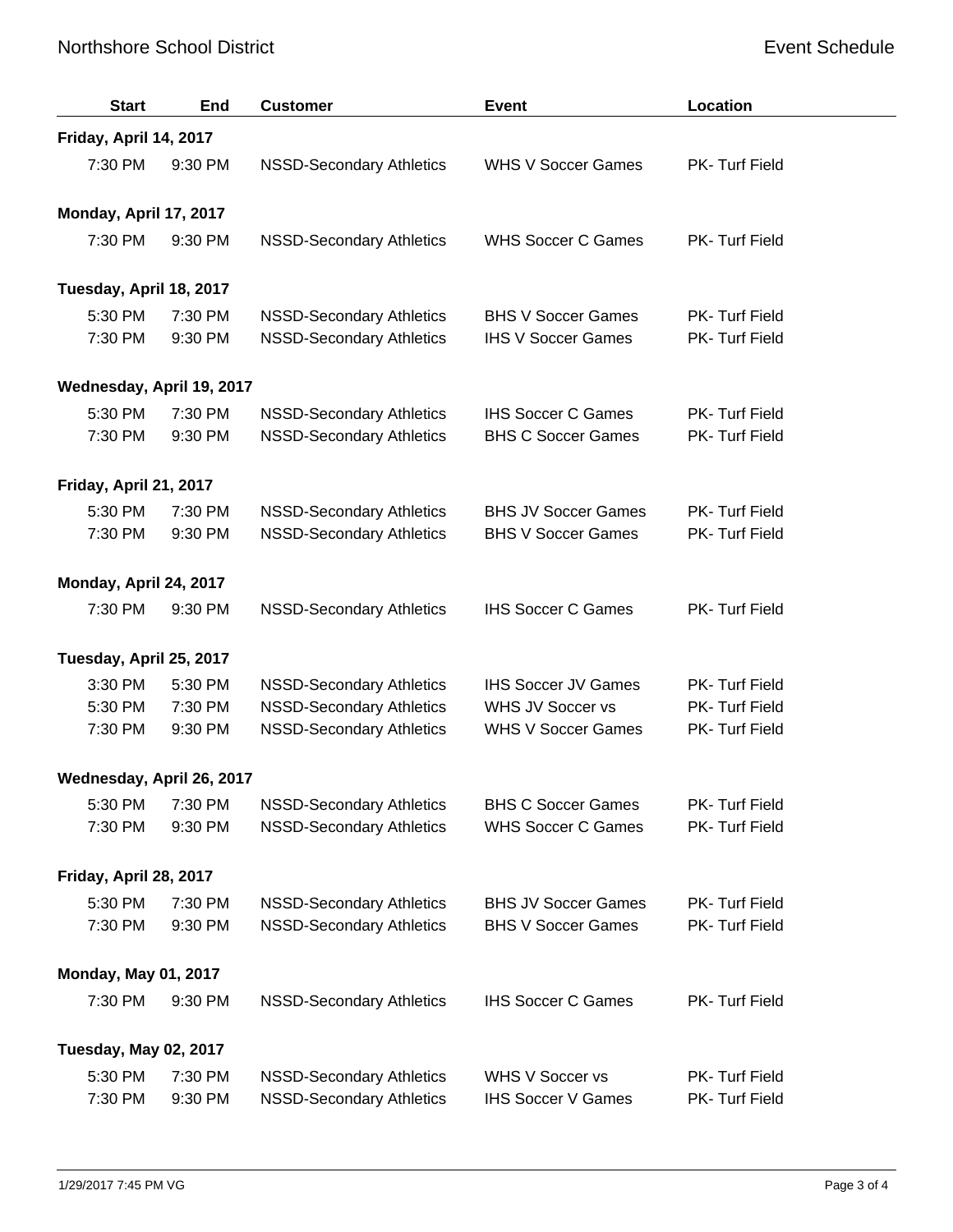| Start | End | Customer | Event | Location |
|---|---|---|---|---|
| **Friday, April 14, 2017** | | | | |
| 7:30 PM | 9:30 PM | NSSD-Secondary Athletics | WHS V Soccer Games | PK- Turf Field |
| **Monday, April 17, 2017** | | | | |
| 7:30 PM | 9:30 PM | NSSD-Secondary Athletics | WHS Soccer C Games | PK- Turf Field |
| **Tuesday, April 18, 2017** | | | | |
| 5:30 PM | 7:30 PM | NSSD-Secondary Athletics | BHS V Soccer Games | PK- Turf Field |
| 7:30 PM | 9:30 PM | NSSD-Secondary Athletics | IHS V Soccer Games | PK- Turf Field |
| **Wednesday, April 19, 2017** | | | | |
| 5:30 PM | 7:30 PM | NSSD-Secondary Athletics | IHS Soccer C Games | PK- Turf Field |
| 7:30 PM | 9:30 PM | NSSD-Secondary Athletics | BHS C Soccer Games | PK- Turf Field |
| **Friday, April 21, 2017** | | | | |
| 5:30 PM | 7:30 PM | NSSD-Secondary Athletics | BHS JV Soccer Games | PK- Turf Field |
| 7:30 PM | 9:30 PM | NSSD-Secondary Athletics | BHS V Soccer Games | PK- Turf Field |
| **Monday, April 24, 2017** | | | | |
| 7:30 PM | 9:30 PM | NSSD-Secondary Athletics | IHS Soccer C Games | PK- Turf Field |
| **Tuesday, April 25, 2017** | | | | |
| 3:30 PM | 5:30 PM | NSSD-Secondary Athletics | IHS Soccer JV Games | PK- Turf Field |
| 5:30 PM | 7:30 PM | NSSD-Secondary Athletics | WHS JV Soccer vs | PK- Turf Field |
| 7:30 PM | 9:30 PM | NSSD-Secondary Athletics | WHS V Soccer Games | PK- Turf Field |
| **Wednesday, April 26, 2017** | | | | |
| 5:30 PM | 7:30 PM | NSSD-Secondary Athletics | BHS C Soccer Games | PK- Turf Field |
| 7:30 PM | 9:30 PM | NSSD-Secondary Athletics | WHS Soccer C Games | PK- Turf Field |
| **Friday, April 28, 2017** | | | | |
| 5:30 PM | 7:30 PM | NSSD-Secondary Athletics | BHS JV Soccer Games | PK- Turf Field |
| 7:30 PM | 9:30 PM | NSSD-Secondary Athletics | BHS V Soccer Games | PK- Turf Field |
| **Monday, May 01, 2017** | | | | |
| 7:30 PM | 9:30 PM | NSSD-Secondary Athletics | IHS Soccer C Games | PK- Turf Field |
| **Tuesday, May 02, 2017** | | | | |
| 5:30 PM | 7:30 PM | NSSD-Secondary Athletics | WHS V Soccer vs | PK- Turf Field |
| 7:30 PM | 9:30 PM | NSSD-Secondary Athletics | IHS Soccer V Games | PK- Turf Field |

1/29/2017 7:45 PM VG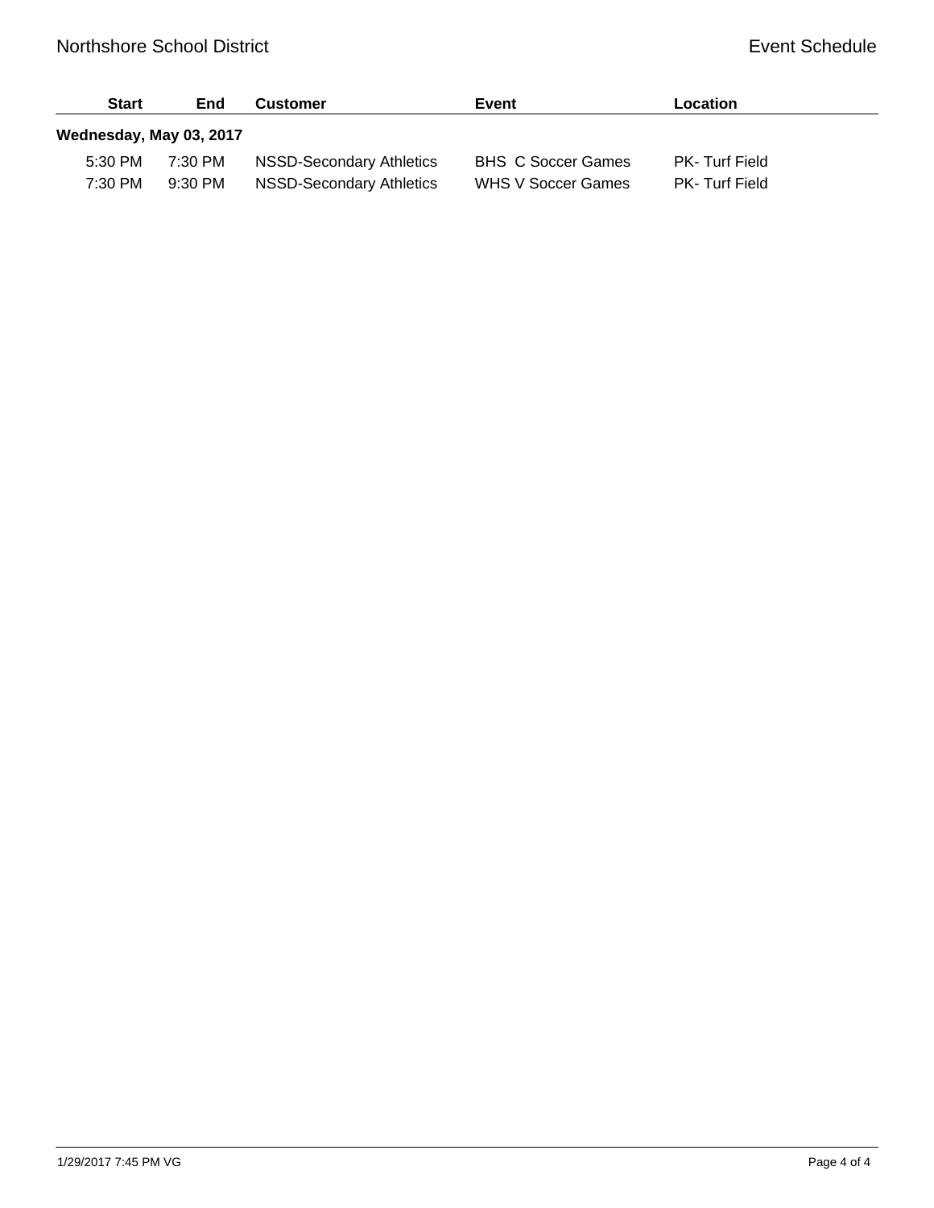| Start | End | Customer | Event | Location |
|---|---|---|---|---|
| **Wednesday, May 03, 2017** | | | | |
| 5:30 PM | 7:30 PM | NSSD-Secondary Athletics | BHS C Soccer Games | PK- Turf Field |
| 7:30 PM | 9:30 PM | NSSD-Secondary Athletics | WHS V Soccer Games | PK- Turf Field |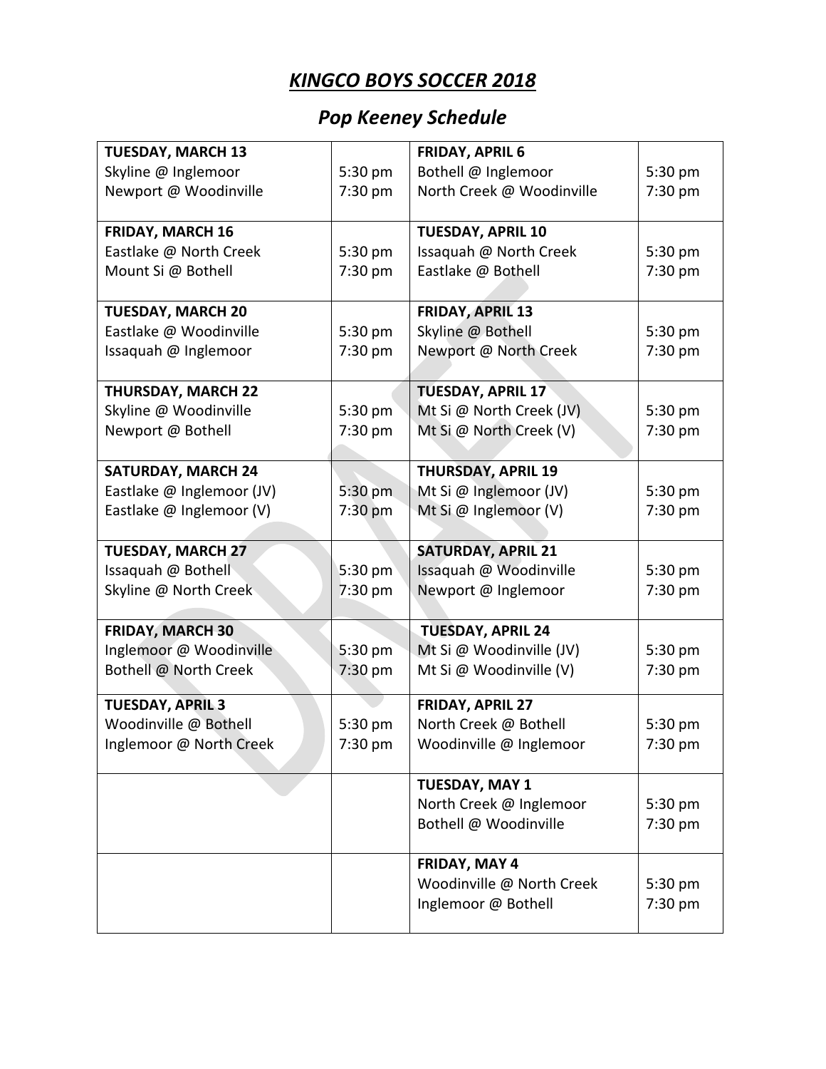# *KINGCO BOYS SOCCER 2018*

## *Pop Keeney Schedule*

| | | | |
|---|---|---|---|
| **TUESDAY, MARCH 13**<br>Skyline @ Inglemoor<br>Newport @ Woodinville | <br>5:30 pm<br>7:30 pm | **FRIDAY, APRIL 6**<br>Bothell @ Inglemoor<br>North Creek @ Woodinville | <br>5:30 pm<br>7:30 pm |
| **FRIDAY, MARCH 16**<br>Eastlake @ North Creek<br>Mount Si @ Bothell | <br>5:30 pm<br>7:30 pm | **TUESDAY, APRIL 10**<br>Issaquah @ North Creek<br>Eastlake @ Bothell | <br>5:30 pm<br>7:30 pm |
| **TUESDAY, MARCH 20**<br>Eastlake @ Woodinville<br>Issaquah @ Inglemoor | <br>5:30 pm<br>7:30 pm | **FRIDAY, APRIL 13**<br>Skyline @ Bothell<br>Newport @ North Creek | <br>5:30 pm<br>7:30 pm |
| **THURSDAY, MARCH 22**<br>Skyline @ Woodinville<br>Newport @ Bothell | <br>5:30 pm<br>7:30 pm | **TUESDAY, APRIL 17**<br>Mt Si @ North Creek (JV)<br>Mt Si @ North Creek (V) | <br>5:30 pm<br>7:30 pm |
| **SATURDAY, MARCH 24**<br>Eastlake @ Inglemoor (JV)<br>Eastlake @ Inglemoor (V) | <br>5:30 pm<br>7:30 pm | **THURSDAY, APRIL 19**<br>Mt Si @ Inglemoor (JV)<br>Mt Si @ Inglemoor (V) | <br>5:30 pm<br>7:30 pm |
| **TUESDAY, MARCH 27**<br>Issaquah @ Bothell<br>Skyline @ North Creek | <br>5:30 pm<br>7:30 pm | **SATURDAY, APRIL 21**<br>Issaquah @ Woodinville<br>Newport @ Inglemoor | <br>5:30 pm<br>7:30 pm |
| **FRIDAY, MARCH 30**<br>Inglemoor @ Woodinville<br>Bothell @ North Creek | <br>5:30 pm<br>7:30 pm | **TUESDAY, APRIL 24**<br>Mt Si @ Woodinville (JV)<br>Mt Si @ Woodinville (V) | <br>5:30 pm<br>7:30 pm |
| **TUESDAY, APRIL 3**<br>Woodinville @ Bothell<br>Inglemoor @ North Creek | <br>5:30 pm<br>7:30 pm | **FRIDAY, APRIL 27**<br>North Creek @ Bothell<br>Woodinville @ Inglemoor | <br>5:30 pm<br>7:30 pm |
| | | **TUESDAY, MAY 1**<br>North Creek @ Inglemoor<br>Bothell @ Woodinville | <br>5:30 pm<br>7:30 pm |
| | | **FRIDAY, MAY 4**<br>Woodinville @ North Creek<br>Inglemoor @ Bothell | <br>5:30 pm<br>7:30 pm |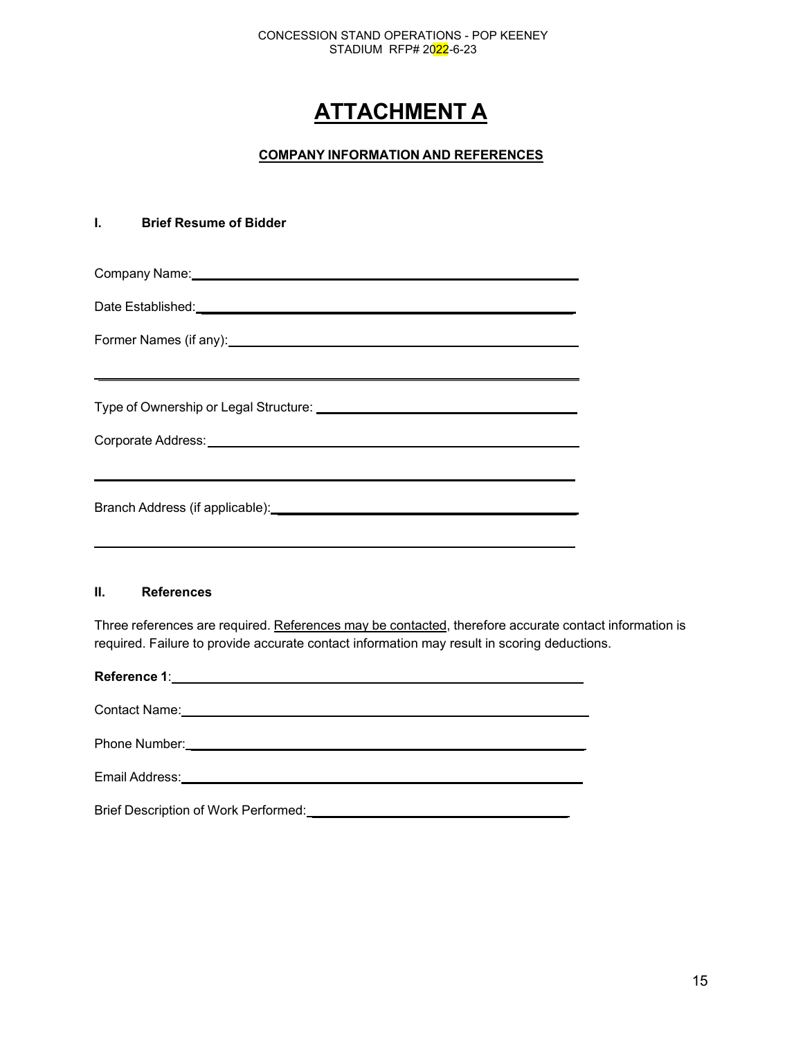# ATTACHMENT A

## COMPANY INFORMATION AND REFERENCES

### I. Brief Resume of Bidder

Company Name: ______________________________________________

Date Established: ______________________________________________

Former Names (if any): ______________________________________________

______________________________________________

Type of Ownership or Legal Structure: ______________________________________________

Corporate Address: ______________________________________________

______________________________________________

Branch Address (if applicable): ______________________________________________

______________________________________________

### II. References

Three references are required. References may be contacted, therefore accurate contact information is required. Failure to provide accurate contact information may result in scoring deductions.

**Reference 1**: ______________________________________________

Contact Name: ______________________________________________

Phone Number: ______________________________________________

Email Address: ______________________________________________

Brief Description of Work Performed: ______________________________________________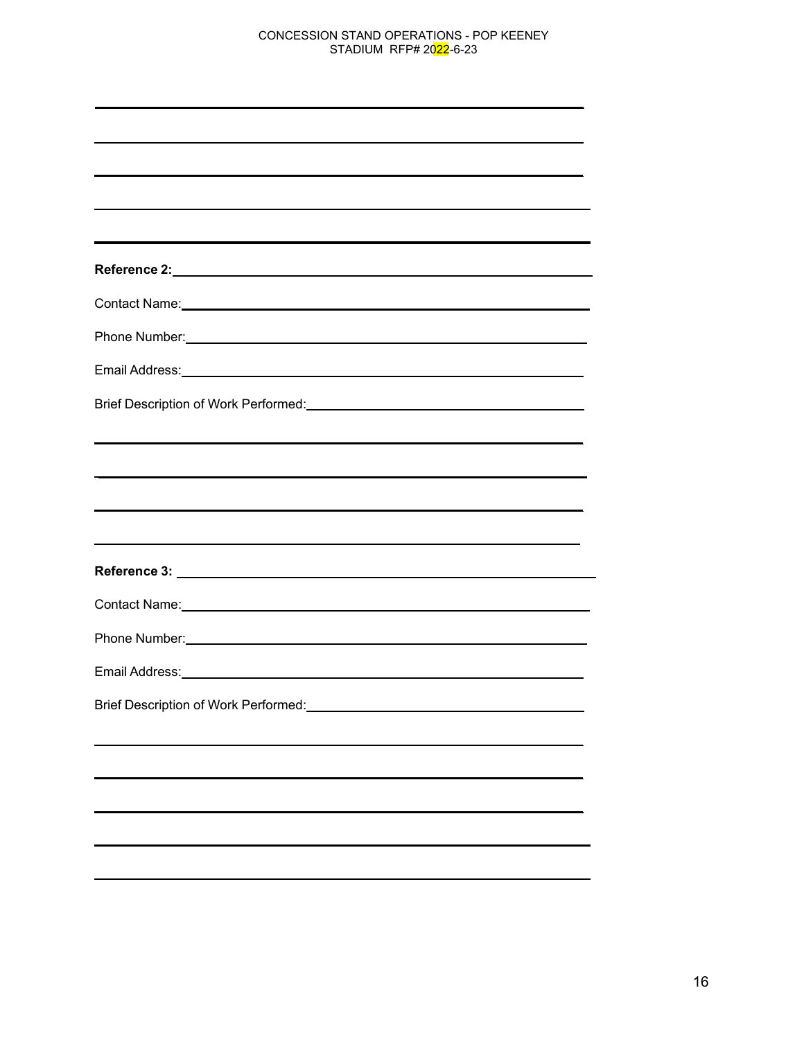**Reference 2:** \_\_\_\_\_\_\_\_\_\_\_\_\_\_\_\_\_\_\_\_\_\_\_\_\_\_\_\_\_\_\_\_\_\_\_\_\_\_\_\_

Contact Name: \_\_\_\_\_\_\_\_\_\_\_\_\_\_\_\_\_\_\_\_\_\_\_\_\_\_\_\_\_\_\_\_\_\_\_\_\_\_\_\_

Phone Number: \_\_\_\_\_\_\_\_\_\_\_\_\_\_\_\_\_\_\_\_\_\_\_\_\_\_\_\_\_\_\_\_\_\_\_\_\_\_\_\_

Email Address: \_\_\_\_\_\_\_\_\_\_\_\_\_\_\_\_\_\_\_\_\_\_\_\_\_\_\_\_\_\_\_\_\_\_\_\_\_\_\_\_

Brief Description of Work Performed: \_\_\_\_\_\_\_\_\_\_\_\_\_\_\_\_\_\_\_\_\_\_\_\_\_\_\_\_

**Reference 3:** \_\_\_\_\_\_\_\_\_\_\_\_\_\_\_\_\_\_\_\_\_\_\_\_\_\_\_\_\_\_\_\_\_\_\_\_\_\_\_\_

Contact Name: \_\_\_\_\_\_\_\_\_\_\_\_\_\_\_\_\_\_\_\_\_\_\_\_\_\_\_\_\_\_\_\_\_\_\_\_\_\_\_\_

Phone Number: \_\_\_\_\_\_\_\_\_\_\_\_\_\_\_\_\_\_\_\_\_\_\_\_\_\_\_\_\_\_\_\_\_\_\_\_\_\_\_\_

Email Address: \_\_\_\_\_\_\_\_\_\_\_\_\_\_\_\_\_\_\_\_\_\_\_\_\_\_\_\_\_\_\_\_\_\_\_\_\_\_\_\_

Brief Description of Work Performed: \_\_\_\_\_\_\_\_\_\_\_\_\_\_\_\_\_\_\_\_\_\_\_\_\_\_\_\_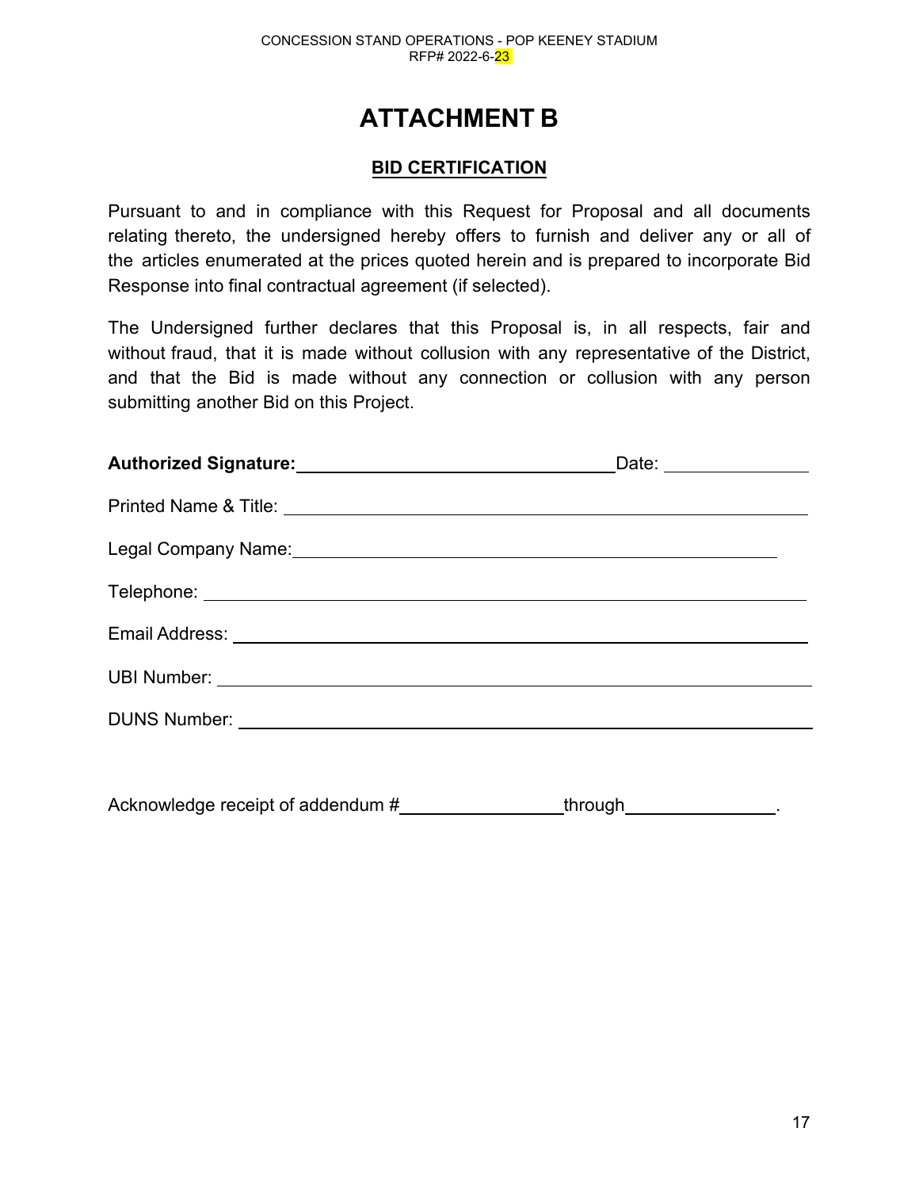# ATTACHMENT B

## BID CERTIFICATION

Pursuant to and in compliance with this Request for Proposal and all documents relating thereto, the undersigned hereby offers to furnish and deliver any or all of the articles enumerated at the prices quoted herein and is prepared to incorporate Bid Response into final contractual agreement (if selected).

The Undersigned further declares that this Proposal is, in all respects, fair and without fraud, that it is made without collusion with any representative of the District, and that the Bid is made without any connection or collusion with any person submitting another Bid on this Project.

**Authorized Signature:** ________________________________ Date: ______________

Printed Name & Title: ________________________________________________________

Legal Company Name: _______________________________________________________

Telephone: _______________________________________________________________

Email Address: ____________________________________________________________

UBI Number: ______________________________________________________________

DUNS Number: _____________________________________________________________

Acknowledge receipt of addendum # ________________ through ______________.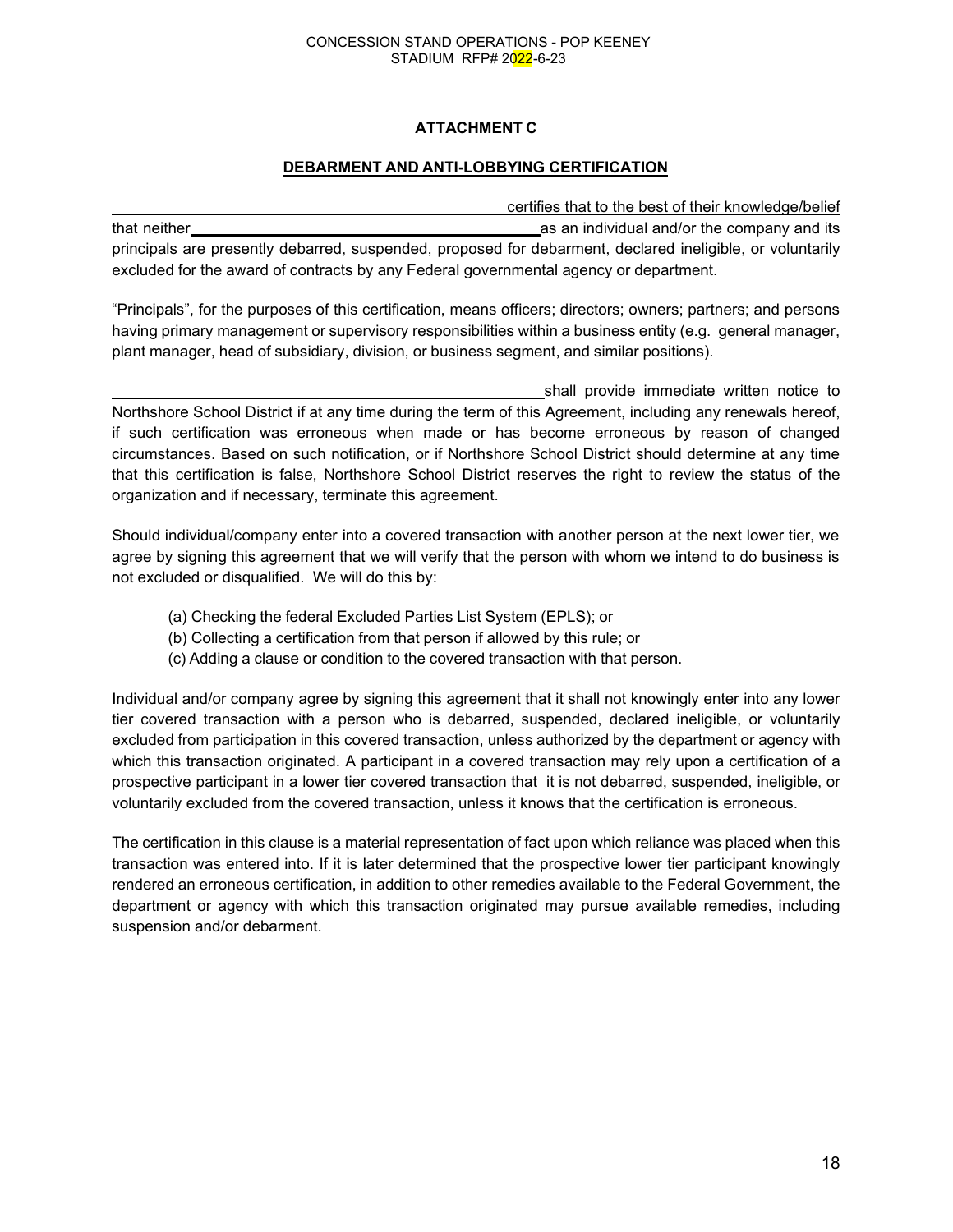## ATTACHMENT C

## DEBARMENT AND ANTI-LOBBYING CERTIFICATION

______________________________________________ certifies that to the best of their knowledge/belief that neither ______________________________________ as an individual and/or the company and its principals are presently debarred, suspended, proposed for debarment, declared ineligible, or voluntarily excluded for the award of contracts by any Federal governmental agency or department.

"Principals", for the purposes of this certification, means officers; directors; owners; partners; and persons having primary management or supervisory responsibilities within a business entity (e.g. general manager, plant manager, head of subsidiary, division, or business segment, and similar positions).

______________________________________________ shall provide immediate written notice to Northshore School District if at any time during the term of this Agreement, including any renewals hereof, if such certification was erroneous when made or has become erroneous by reason of changed circumstances. Based on such notification, or if Northshore School District should determine at any time that this certification is false, Northshore School District reserves the right to review the status of the organization and if necessary, terminate this agreement.

Should individual/company enter into a covered transaction with another person at the next lower tier, we agree by signing this agreement that we will verify that the person with whom we intend to do business is not excluded or disqualified. We will do this by:

(a) Checking the federal Excluded Parties List System (EPLS); or
(b) Collecting a certification from that person if allowed by this rule; or
(c) Adding a clause or condition to the covered transaction with that person.

Individual and/or company agree by signing this agreement that it shall not knowingly enter into any lower tier covered transaction with a person who is debarred, suspended, declared ineligible, or voluntarily excluded from participation in this covered transaction, unless authorized by the department or agency with which this transaction originated. A participant in a covered transaction may rely upon a certification of a prospective participant in a lower tier covered transaction that it is not debarred, suspended, ineligible, or voluntarily excluded from the covered transaction, unless it knows that the certification is erroneous.

The certification in this clause is a material representation of fact upon which reliance was placed when this transaction was entered into. If it is later determined that the prospective lower tier participant knowingly rendered an erroneous certification, in addition to other remedies available to the Federal Government, the department or agency with which this transaction originated may pursue available remedies, including suspension and/or debarment.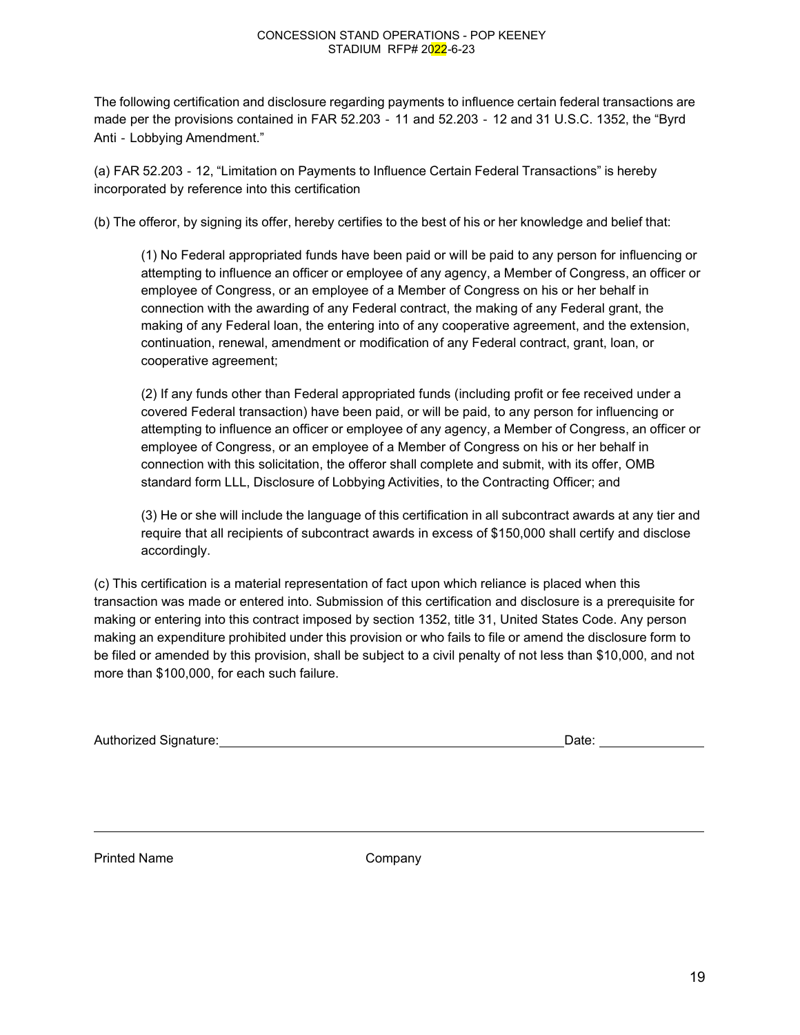The following certification and disclosure regarding payments to influence certain federal transactions are made per the provisions contained in FAR 52.203 - 11 and 52.203 - 12 and 31 U.S.C. 1352, the "Byrd Anti - Lobbying Amendment."

(a) FAR 52.203 - 12, "Limitation on Payments to Influence Certain Federal Transactions" is hereby incorporated by reference into this certification

(b) The offeror, by signing its offer, hereby certifies to the best of his or her knowledge and belief that:

> (1) No Federal appropriated funds have been paid or will be paid to any person for influencing or attempting to influence an officer or employee of any agency, a Member of Congress, an officer or employee of Congress, or an employee of a Member of Congress on his or her behalf in connection with the awarding of any Federal contract, the making of any Federal grant, the making of any Federal loan, the entering into of any cooperative agreement, and the extension, continuation, renewal, amendment or modification of any Federal contract, grant, loan, or cooperative agreement;
>
> (2) If any funds other than Federal appropriated funds (including profit or fee received under a covered Federal transaction) have been paid, or will be paid, to any person for influencing or attempting to influence an officer or employee of any agency, a Member of Congress, an officer or employee of Congress, or an employee of a Member of Congress on his or her behalf in connection with this solicitation, the offeror shall complete and submit, with its offer, OMB standard form LLL, Disclosure of Lobbying Activities, to the Contracting Officer; and
>
> (3) He or she will include the language of this certification in all subcontract awards at any tier and require that all recipients of subcontract awards in excess of $150,000 shall certify and disclose accordingly.

(c) This certification is a material representation of fact upon which reliance is placed when this transaction was made or entered into. Submission of this certification and disclosure is a prerequisite for making or entering into this contract imposed by section 1352, title 31, United States Code. Any person making an expenditure prohibited under this provision or who fails to file or amend the disclosure form to be filed or amended by this provision, shall be subject to a civil penalty of not less than $10,000, and not more than $100,000, for each such failure.

Authorized Signature:\_\_\_\_\_\_\_\_\_\_\_\_\_\_\_\_\_\_\_\_\_\_\_\_\_\_\_\_\_\_\_\_\_\_\_\_\_\_\_\_ Date: \_\_\_\_\_\_\_\_\_\_\_\_

\_\_\_\_\_\_\_\_\_\_\_\_\_\_\_\_\_\_\_\_\_\_\_\_\_\_\_\_\_\_\_\_\_\_\_\_\_\_\_\_\_\_\_\_\_\_\_\_\_\_\_\_\_\_\_\_\_\_\_\_\_\_\_\_\_\_\_\_\_\_

Printed Name Company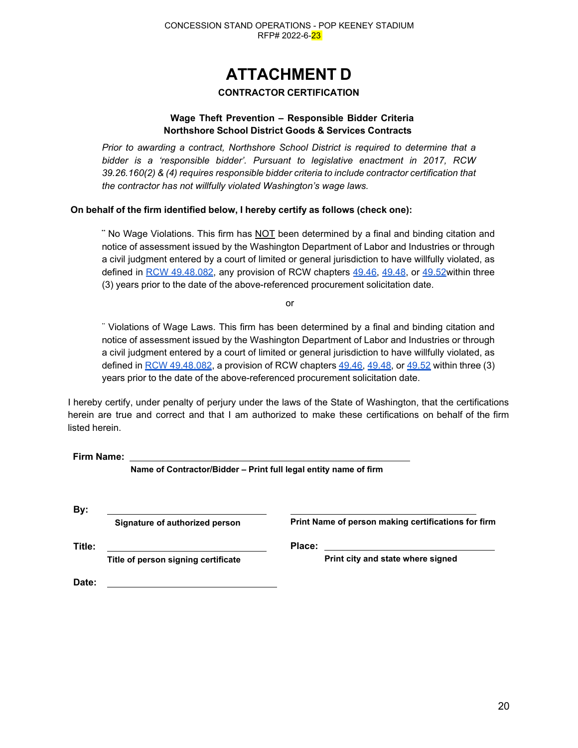# ATTACHMENT D

**CONTRACTOR CERTIFICATION**

**Wage Theft Prevention – Responsible Bidder Criteria**
**Northshore School District Goods & Services Contracts**

*Prior to awarding a contract, Northshore School District is required to determine that a bidder is a 'responsible bidder'. Pursuant to legislative enactment in 2017, RCW 39.26.160(2) & (4) requires responsible bidder criteria to include contractor certification that the contractor has not willfully violated Washington's wage laws.*

**On behalf of the firm identified below, I hereby certify as follows (check one):**

¨ No Wage Violations. This firm has NOT been determined by a final and binding citation and notice of assessment issued by the Washington Department of Labor and Industries or through a civil judgment entered by a court of limited or general jurisdiction to have willfully violated, as defined in RCW 49.48.082, any provision of RCW chapters 49.46, 49.48, or 49.52within three (3) years prior to the date of the above-referenced procurement solicitation date.

or

¨ Violations of Wage Laws. This firm has been determined by a final and binding citation and notice of assessment issued by the Washington Department of Labor and Industries or through a civil judgment entered by a court of limited or general jurisdiction to have willfully violated, as defined in RCW 49.48.082, a provision of RCW chapters 49.46, 49.48, or 49.52 within three (3) years prior to the date of the above-referenced procurement solicitation date.

I hereby certify, under penalty of perjury under the laws of the State of Washington, that the certifications herein are true and correct and that I am authorized to make these certifications on behalf of the firm listed herein.

**Firm Name:** ______________________________________________
**Name of Contractor/Bidder – Print full legal entity name of firm**

**By:** ______________________________ ______________________________
**Signature of authorized person** **Print Name of person making certifications for firm**

**Title:** ______________________________ **Place:** ______________________________
**Title of person signing certificate** **Print city and state where signed**

**Date:** ______________________________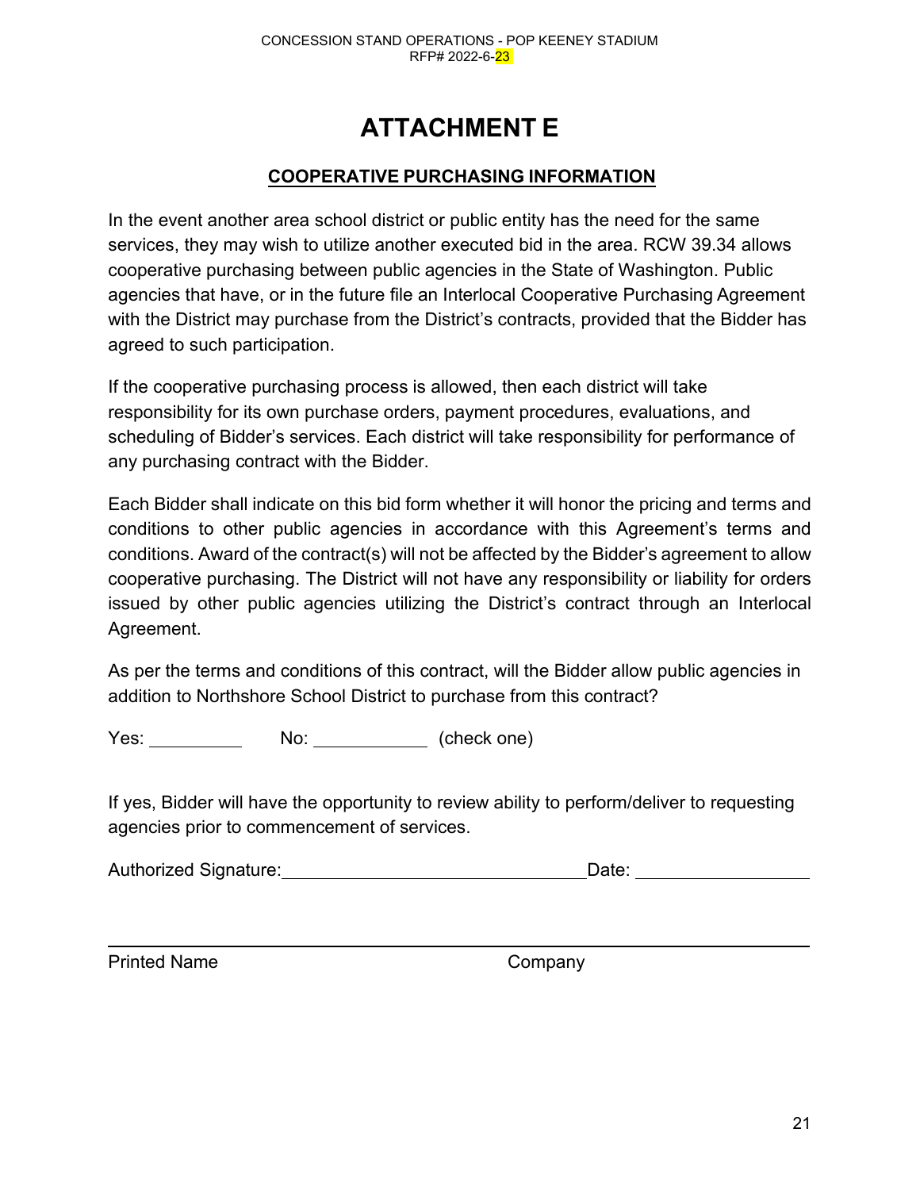# ATTACHMENT E

## COOPERATIVE PURCHASING INFORMATION

In the event another area school district or public entity has the need for the same services, they may wish to utilize another executed bid in the area. RCW 39.34 allows cooperative purchasing between public agencies in the State of Washington. Public agencies that have, or in the future file an Interlocal Cooperative Purchasing Agreement with the District may purchase from the District's contracts, provided that the Bidder has agreed to such participation.

If the cooperative purchasing process is allowed, then each district will take responsibility for its own purchase orders, payment procedures, evaluations, and scheduling of Bidder's services. Each district will take responsibility for performance of any purchasing contract with the Bidder.

Each Bidder shall indicate on this bid form whether it will honor the pricing and terms and conditions to other public agencies in accordance with this Agreement's terms and conditions. Award of the contract(s) will not be affected by the Bidder's agreement to allow cooperative purchasing. The District will not have any responsibility or liability for orders issued by other public agencies utilizing the District's contract through an Interlocal Agreement.

As per the terms and conditions of this contract, will the Bidder allow public agencies in addition to Northshore School District to purchase from this contract?

Yes: __________ No: ____________ (check one)

If yes, Bidder will have the opportunity to review ability to perform/deliver to requesting agencies prior to commencement of services.

Authorized Signature: ________________________________ Date: __________________

______________________________________________________________________

Printed Name Company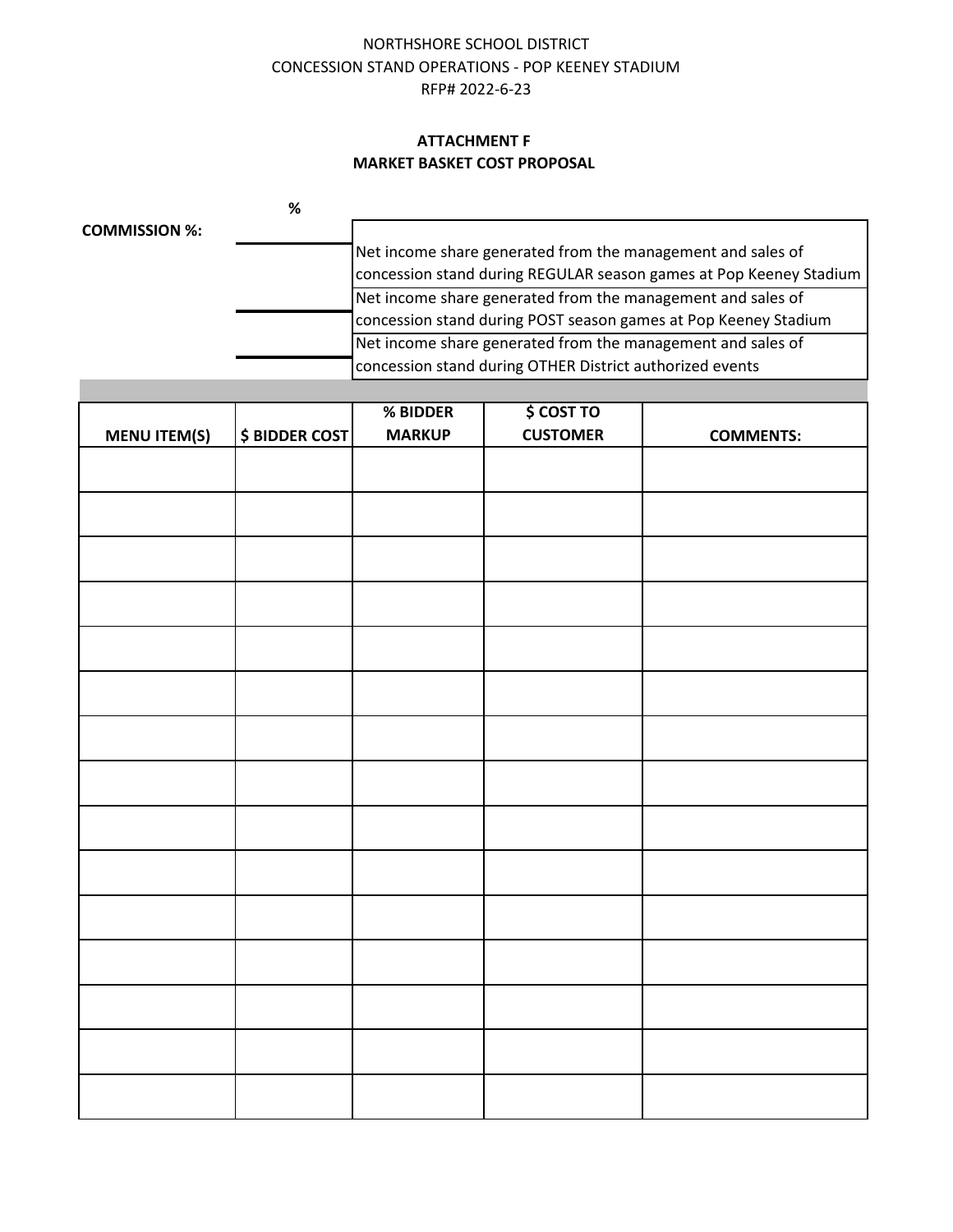NORTHSHORE SCHOOL DISTRICT
CONCESSION STAND OPERATIONS - POP KEENEY STADIUM
RFP# 2022-6-23

**ATTACHMENT F**
**MARKET BASKET COST PROPOSAL**

| **COMMISSION %:** | **%** | |
|---|---|---|
| | ______ | Net income share generated from the management and sales of concession stand during REGULAR season games at Pop Keeney Stadium |
| | ______ | Net income share generated from the management and sales of concession stand during POST season games at Pop Keeney Stadium |
| | ______ | Net income share generated from the management and sales of concession stand during OTHER District authorized events |

| MENU ITEM(S) | $ BIDDER COST | % BIDDER MARKUP | $ COST TO CUSTOMER | COMMENTS: |
|---|---|---|---|---|
| | | | | |
| | | | | |
| | | | | |
| | | | | |
| | | | | |
| | | | | |
| | | | | |
| | | | | |
| | | | | |
| | | | | |
| | | | | |
| | | | | |
| | | | | |
| | | | | |
| | | | | |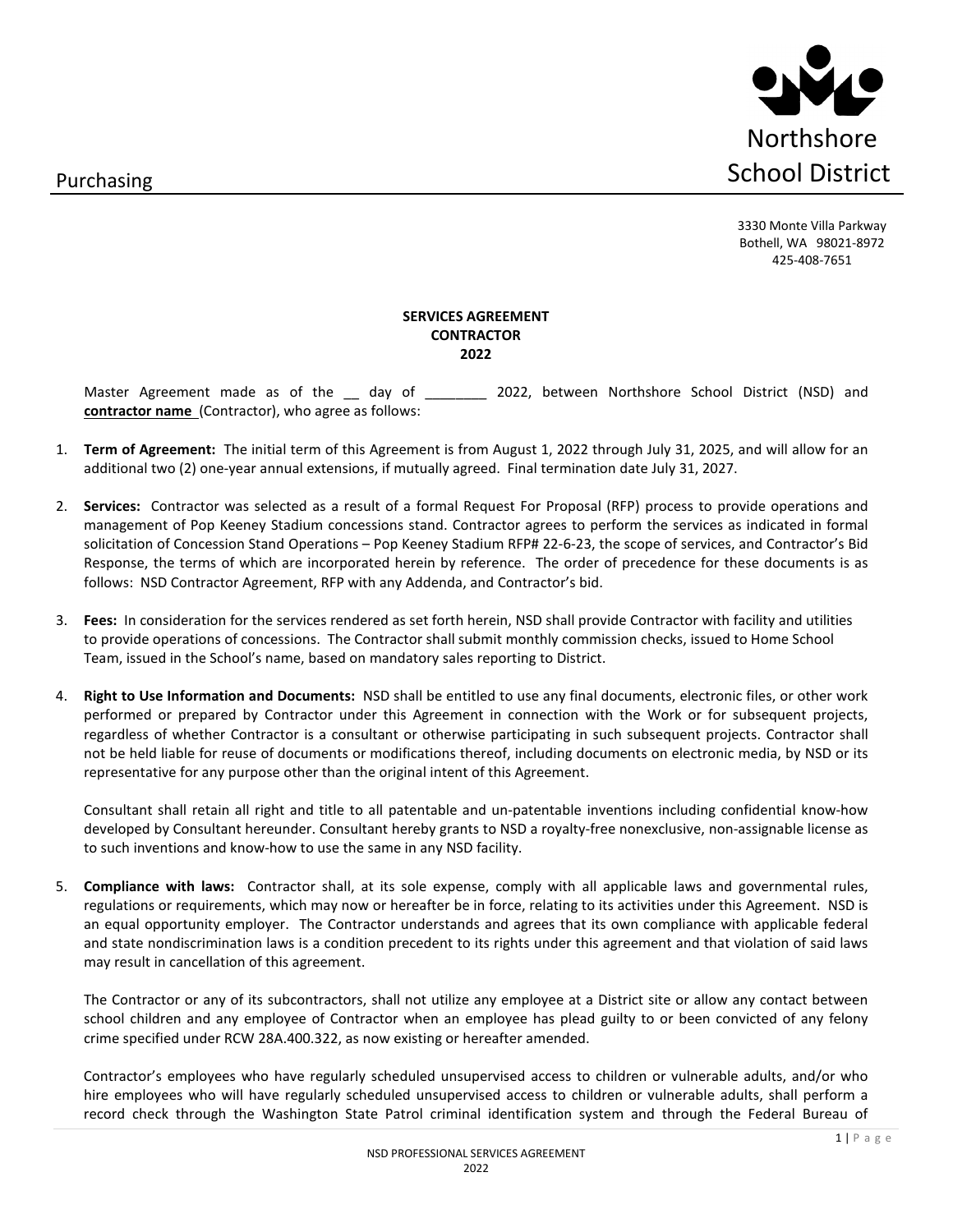Purchasing

Northshore School District

3330 Monte Villa Parkway
Bothell, WA 98021-8972
425-408-7651

**SERVICES AGREEMENT**
**CONTRACTOR**
**2022**

Master Agreement made as of the __ day of ________ 2022, between Northshore School District (NSD) and **contractor name** (Contractor), who agree as follows:

1. **Term of Agreement:** The initial term of this Agreement is from August 1, 2022 through July 31, 2025, and will allow for an additional two (2) one-year annual extensions, if mutually agreed. Final termination date July 31, 2027.

2. **Services:** Contractor was selected as a result of a formal Request For Proposal (RFP) process to provide operations and management of Pop Keeney Stadium concessions stand. Contractor agrees to perform the services as indicated in formal solicitation of Concession Stand Operations – Pop Keeney Stadium RFP# 22-6-23, the scope of services, and Contractor's Bid Response, the terms of which are incorporated herein by reference. The order of precedence for these documents is as follows: NSD Contractor Agreement, RFP with any Addenda, and Contractor's bid.

3. **Fees:** In consideration for the services rendered as set forth herein, NSD shall provide Contractor with facility and utilities to provide operations of concessions. The Contractor shall submit monthly commission checks, issued to Home School Team, issued in the School's name, based on mandatory sales reporting to District.

4. **Right to Use Information and Documents:** NSD shall be entitled to use any final documents, electronic files, or other work performed or prepared by Contractor under this Agreement in connection with the Work or for subsequent projects, regardless of whether Contractor is a consultant or otherwise participating in such subsequent projects. Contractor shall not be held liable for reuse of documents or modifications thereof, including documents on electronic media, by NSD or its representative for any purpose other than the original intent of this Agreement.

   Consultant shall retain all right and title to all patentable and un-patentable inventions including confidential know-how developed by Consultant hereunder. Consultant hereby grants to NSD a royalty-free nonexclusive, non-assignable license as to such inventions and know-how to use the same in any NSD facility.

5. **Compliance with laws:** Contractor shall, at its sole expense, comply with all applicable laws and governmental rules, regulations or requirements, which may now or hereafter be in force, relating to its activities under this Agreement. NSD is an equal opportunity employer. The Contractor understands and agrees that its own compliance with applicable federal and state nondiscrimination laws is a condition precedent to its rights under this agreement and that violation of said laws may result in cancellation of this agreement.

   The Contractor or any of its subcontractors, shall not utilize any employee at a District site or allow any contact between school children and any employee of Contractor when an employee has plead guilty to or been convicted of any felony crime specified under RCW 28A.400.322, as now existing or hereafter amended.

   Contractor's employees who have regularly scheduled unsupervised access to children or vulnerable adults, and/or who hire employees who will have regularly scheduled unsupervised access to children or vulnerable adults, shall perform a record check through the Washington State Patrol criminal identification system and through the Federal Bureau of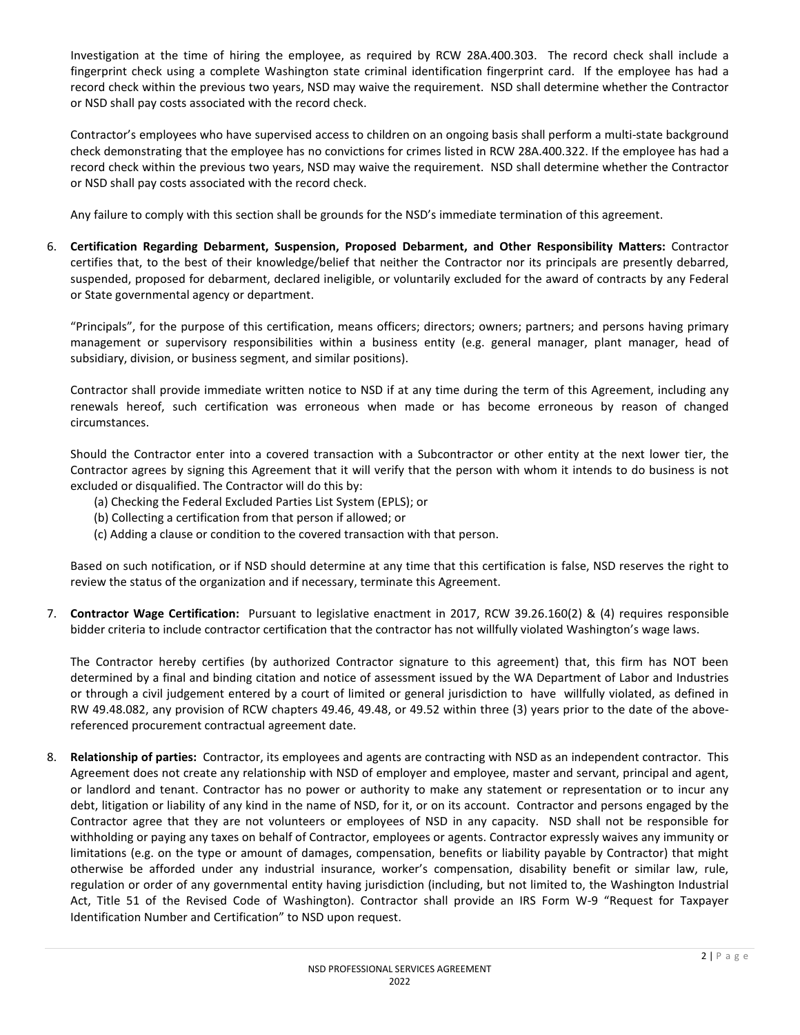Investigation at the time of hiring the employee, as required by RCW 28A.400.303. The record check shall include a fingerprint check using a complete Washington state criminal identification fingerprint card. If the employee has had a record check within the previous two years, NSD may waive the requirement. NSD shall determine whether the Contractor or NSD shall pay costs associated with the record check.

Contractor's employees who have supervised access to children on an ongoing basis shall perform a multi-state background check demonstrating that the employee has no convictions for crimes listed in RCW 28A.400.322. If the employee has had a record check within the previous two years, NSD may waive the requirement. NSD shall determine whether the Contractor or NSD shall pay costs associated with the record check.

Any failure to comply with this section shall be grounds for the NSD's immediate termination of this agreement.

6. **Certification Regarding Debarment, Suspension, Proposed Debarment, and Other Responsibility Matters:** Contractor certifies that, to the best of their knowledge/belief that neither the Contractor nor its principals are presently debarred, suspended, proposed for debarment, declared ineligible, or voluntarily excluded for the award of contracts by any Federal or State governmental agency or department.

   "Principals", for the purpose of this certification, means officers; directors; owners; partners; and persons having primary management or supervisory responsibilities within a business entity (e.g. general manager, plant manager, head of subsidiary, division, or business segment, and similar positions).

   Contractor shall provide immediate written notice to NSD if at any time during the term of this Agreement, including any renewals hereof, such certification was erroneous when made or has become erroneous by reason of changed circumstances.

   Should the Contractor enter into a covered transaction with a Subcontractor or other entity at the next lower tier, the Contractor agrees by signing this Agreement that it will verify that the person with whom it intends to do business is not excluded or disqualified. The Contractor will do this by:

   (a) Checking the Federal Excluded Parties List System (EPLS); or
   (b) Collecting a certification from that person if allowed; or
   (c) Adding a clause or condition to the covered transaction with that person.

   Based on such notification, or if NSD should determine at any time that this certification is false, NSD reserves the right to review the status of the organization and if necessary, terminate this Agreement.

7. **Contractor Wage Certification:** Pursuant to legislative enactment in 2017, RCW 39.26.160(2) & (4) requires responsible bidder criteria to include contractor certification that the contractor has not willfully violated Washington's wage laws.

   The Contractor hereby certifies (by authorized Contractor signature to this agreement) that, this firm has NOT been determined by a final and binding citation and notice of assessment issued by the WA Department of Labor and Industries or through a civil judgement entered by a court of limited or general jurisdiction to have willfully violated, as defined in RW 49.48.082, any provision of RCW chapters 49.46, 49.48, or 49.52 within three (3) years prior to the date of the above-referenced procurement contractual agreement date.

8. **Relationship of parties:** Contractor, its employees and agents are contracting with NSD as an independent contractor. This Agreement does not create any relationship with NSD of employer and employee, master and servant, principal and agent, or landlord and tenant. Contractor has no power or authority to make any statement or representation or to incur any debt, litigation or liability of any kind in the name of NSD, for it, or on its account. Contractor and persons engaged by the Contractor agree that they are not volunteers or employees of NSD in any capacity. NSD shall not be responsible for withholding or paying any taxes on behalf of Contractor, employees or agents. Contractor expressly waives any immunity or limitations (e.g. on the type or amount of damages, compensation, benefits or liability payable by Contractor) that might otherwise be afforded under any industrial insurance, worker's compensation, disability benefit or similar law, rule, regulation or order of any governmental entity having jurisdiction (including, but not limited to, the Washington Industrial Act, Title 51 of the Revised Code of Washington). Contractor shall provide an IRS Form W-9 "Request for Taxpayer Identification Number and Certification" to NSD upon request.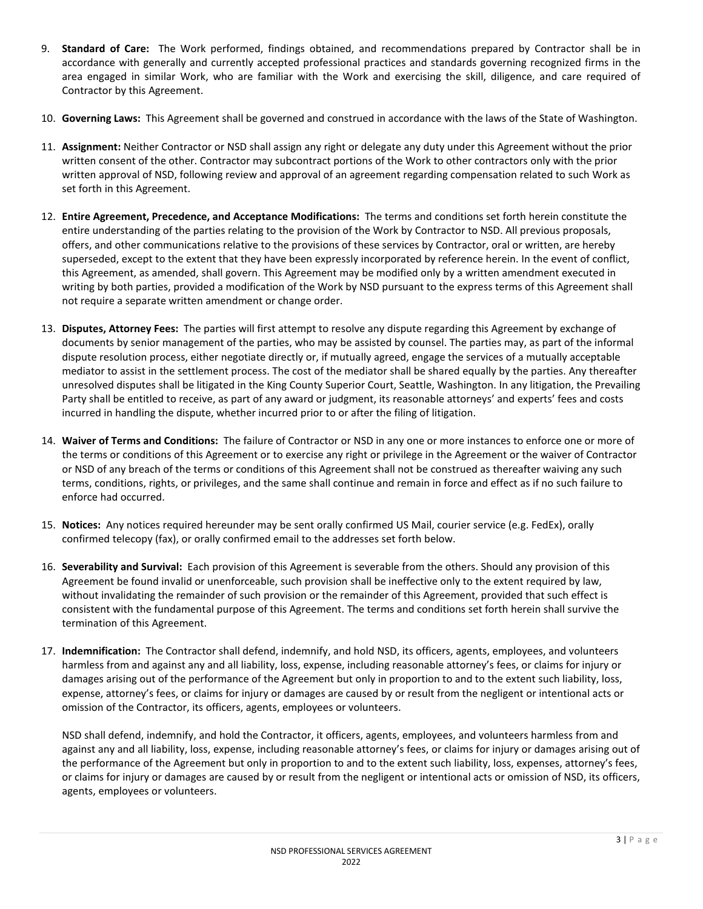9. **Standard of Care:** The Work performed, findings obtained, and recommendations prepared by Contractor shall be in accordance with generally and currently accepted professional practices and standards governing recognized firms in the area engaged in similar Work, who are familiar with the Work and exercising the skill, diligence, and care required of Contractor by this Agreement.

10. **Governing Laws:** This Agreement shall be governed and construed in accordance with the laws of the State of Washington.

11. **Assignment:** Neither Contractor or NSD shall assign any right or delegate any duty under this Agreement without the prior written consent of the other. Contractor may subcontract portions of the Work to other contractors only with the prior written approval of NSD, following review and approval of an agreement regarding compensation related to such Work as set forth in this Agreement.

12. **Entire Agreement, Precedence, and Acceptance Modifications:** The terms and conditions set forth herein constitute the entire understanding of the parties relating to the provision of the Work by Contractor to NSD. All previous proposals, offers, and other communications relative to the provisions of these services by Contractor, oral or written, are hereby superseded, except to the extent that they have been expressly incorporated by reference herein. In the event of conflict, this Agreement, as amended, shall govern. This Agreement may be modified only by a written amendment executed in writing by both parties, provided a modification of the Work by NSD pursuant to the express terms of this Agreement shall not require a separate written amendment or change order.

13. **Disputes, Attorney Fees:** The parties will first attempt to resolve any dispute regarding this Agreement by exchange of documents by senior management of the parties, who may be assisted by counsel. The parties may, as part of the informal dispute resolution process, either negotiate directly or, if mutually agreed, engage the services of a mutually acceptable mediator to assist in the settlement process. The cost of the mediator shall be shared equally by the parties. Any thereafter unresolved disputes shall be litigated in the King County Superior Court, Seattle, Washington. In any litigation, the Prevailing Party shall be entitled to receive, as part of any award or judgment, its reasonable attorneys' and experts' fees and costs incurred in handling the dispute, whether incurred prior to or after the filing of litigation.

14. **Waiver of Terms and Conditions:** The failure of Contractor or NSD in any one or more instances to enforce one or more of the terms or conditions of this Agreement or to exercise any right or privilege in the Agreement or the waiver of Contractor or NSD of any breach of the terms or conditions of this Agreement shall not be construed as thereafter waiving any such terms, conditions, rights, or privileges, and the same shall continue and remain in force and effect as if no such failure to enforce had occurred.

15. **Notices:** Any notices required hereunder may be sent orally confirmed US Mail, courier service (e.g. FedEx), orally confirmed telecopy (fax), or orally confirmed email to the addresses set forth below.

16. **Severability and Survival:** Each provision of this Agreement is severable from the others. Should any provision of this Agreement be found invalid or unenforceable, such provision shall be ineffective only to the extent required by law, without invalidating the remainder of such provision or the remainder of this Agreement, provided that such effect is consistent with the fundamental purpose of this Agreement. The terms and conditions set forth herein shall survive the termination of this Agreement.

17. **Indemnification:** The Contractor shall defend, indemnify, and hold NSD, its officers, agents, employees, and volunteers harmless from and against any and all liability, loss, expense, including reasonable attorney's fees, or claims for injury or damages arising out of the performance of the Agreement but only in proportion to and to the extent such liability, loss, expense, attorney's fees, or claims for injury or damages are caused by or result from the negligent or intentional acts or omission of the Contractor, its officers, agents, employees or volunteers.

    NSD shall defend, indemnify, and hold the Contractor, it officers, agents, employees, and volunteers harmless from and against any and all liability, loss, expense, including reasonable attorney's fees, or claims for injury or damages arising out of the performance of the Agreement but only in proportion to and to the extent such liability, loss, expenses, attorney's fees, or claims for injury or damages are caused by or result from the negligent or intentional acts or omission of NSD, its officers, agents, employees or volunteers.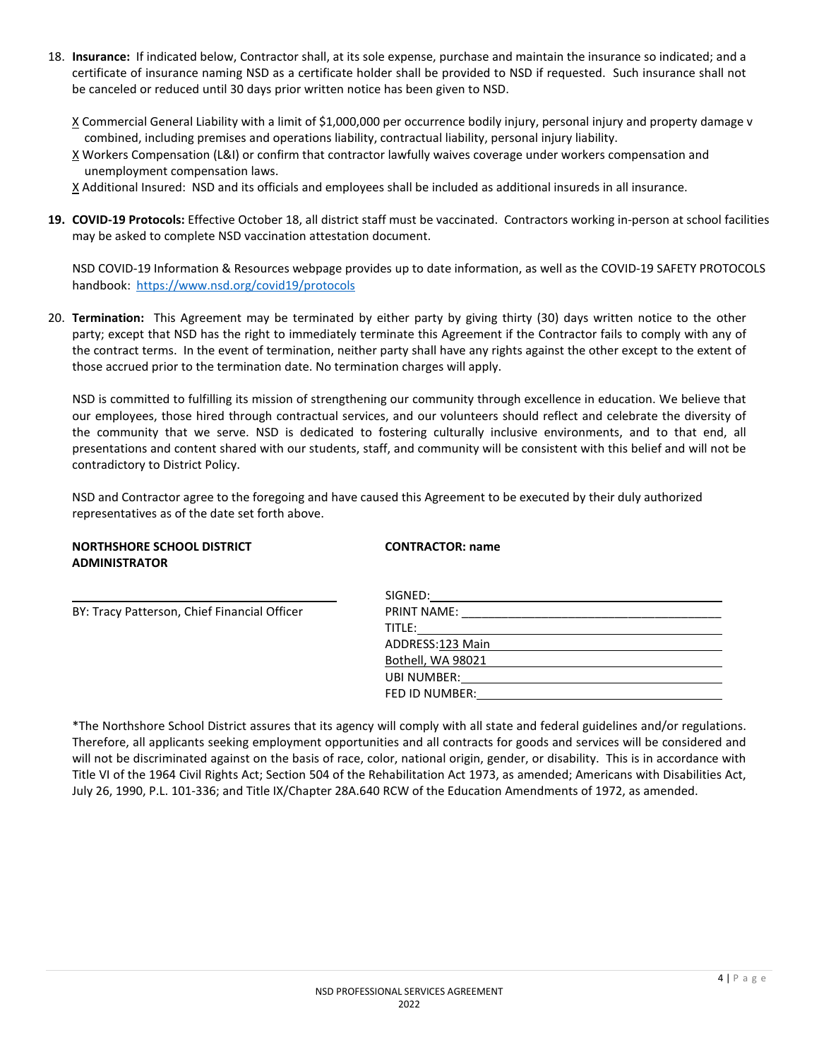18. **Insurance:** If indicated below, Contractor shall, at its sole expense, purchase and maintain the insurance so indicated; and a certificate of insurance naming NSD as a certificate holder shall be provided to NSD if requested. Such insurance shall not be canceled or reduced until 30 days prior written notice has been given to NSD.

    X Commercial General Liability with a limit of $1,000,000 per occurrence bodily injury, personal injury and property damage v combined, including premises and operations liability, contractual liability, personal injury liability.
    X Workers Compensation (L&I) or confirm that contractor lawfully waives coverage under workers compensation and unemployment compensation laws.
    X Additional Insured: NSD and its officials and employees shall be included as additional insureds in all insurance.

19. **COVID-19 Protocols:** Effective October 18, all district staff must be vaccinated. Contractors working in-person at school facilities may be asked to complete NSD vaccination attestation document.

    NSD COVID-19 Information & Resources webpage provides up to date information, as well as the COVID-19 SAFETY PROTOCOLS handbook: https://www.nsd.org/covid19/protocols

20. **Termination:** This Agreement may be terminated by either party by giving thirty (30) days written notice to the other party; except that NSD has the right to immediately terminate this Agreement if the Contractor fails to comply with any of the contract terms. In the event of termination, neither party shall have any rights against the other except to the extent of those accrued prior to the termination date. No termination charges will apply.

    NSD is committed to fulfilling its mission of strengthening our community through excellence in education. We believe that our employees, those hired through contractual services, and our volunteers should reflect and celebrate the diversity of the community that we serve. NSD is dedicated to fostering culturally inclusive environments, and to that end, all presentations and content shared with our students, staff, and community will be consistent with this belief and will not be contradictory to District Policy.

    NSD and Contractor agree to the foregoing and have caused this Agreement to be executed by their duly authorized representatives as of the date set forth above.

**NORTHSHORE SCHOOL DISTRICT ADMINISTRATOR**

______________________________

BY: Tracy Patterson, Chief Financial Officer

**CONTRACTOR: name**

SIGNED: ______________________________
PRINT NAME: ______________________________
TITLE: ______________________________
ADDRESS: 123 Main
Bothell, WA 98021
UBI NUMBER: ______________________________
FED ID NUMBER: ______________________________

*The Northshore School District assures that its agency will comply with all state and federal guidelines and/or regulations. Therefore, all applicants seeking employment opportunities and all contracts for goods and services will be considered and will not be discriminated against on the basis of race, color, national origin, gender, or disability. This is in accordance with Title VI of the 1964 Civil Rights Act; Section 504 of the Rehabilitation Act 1973, as amended; Americans with Disabilities Act, July 26, 1990, P.L. 101-336; and Title IX/Chapter 28A.640 RCW of the Education Amendments of 1972, as amended.